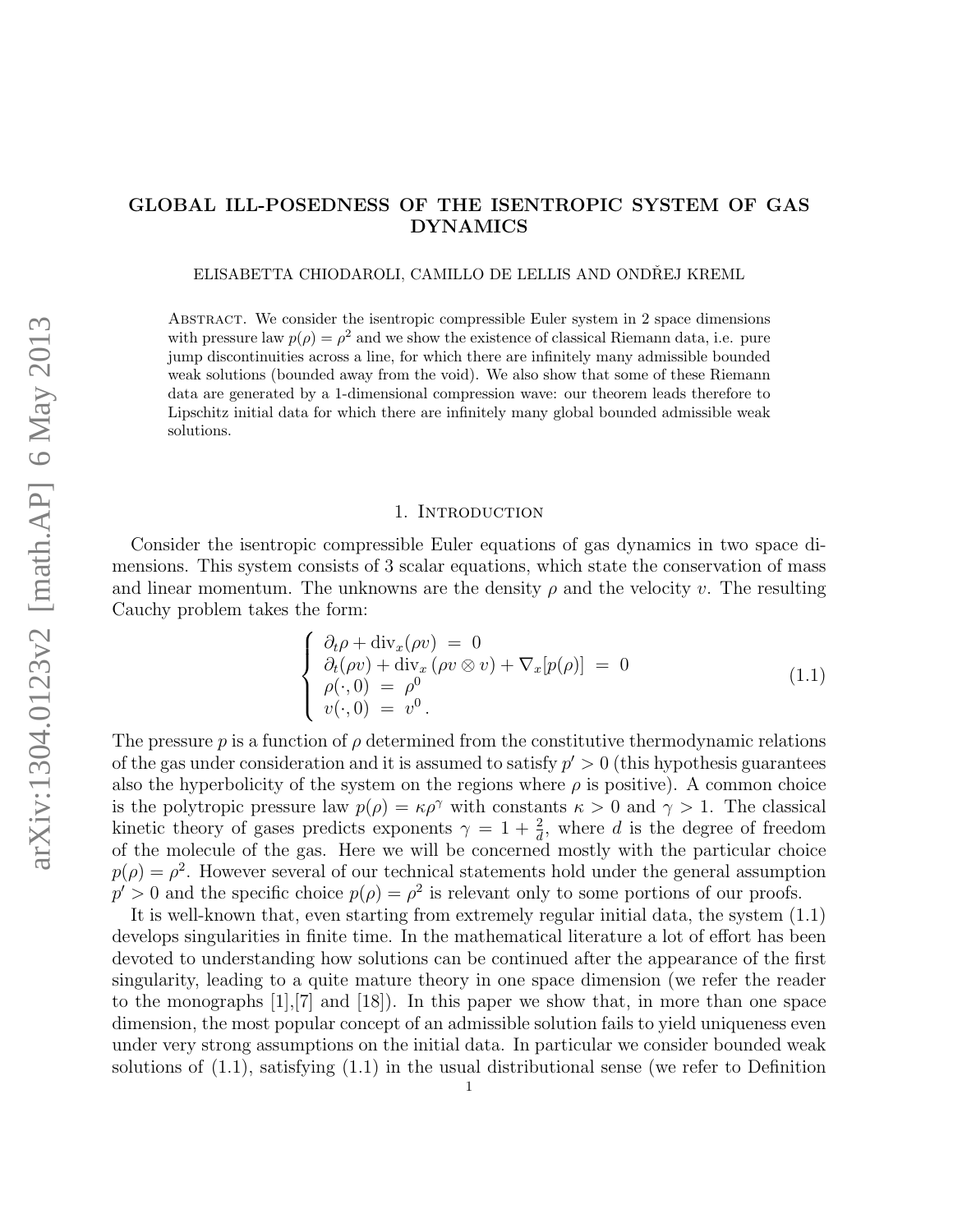# GLOBAL ILL-POSEDNESS OF THE ISENTROPIC SYSTEM OF GAS DYNAMICS

ELISABETTA CHIODAROLI, CAMILLO DE LELLIS AND ONDŘEJ KREML

Abstract. We consider the isentropic compressible Euler system in 2 space dimensions with pressure law $p(\rho) = \rho^2$ and we show the existence of classical Riemann data, i.e. pure jump discontinuities across a line, for which there are infinitely many admissible bounded weak solutions (bounded away from the void). We also show that some of these Riemann data are generated by a 1-dimensional compression wave: our theorem leads therefore to Lipschitz initial data for which there are infinitely many global bounded admissible weak solutions.

## 1. Introduction

Consider the isentropic compressible Euler equations of gas dynamics in two space dimensions. This system consists of 3 scalar equations, which state the conservation of mass and linear momentum. The unknowns are the density $\rho$ and the velocity $v$. The resulting Cauchy problem takes the form:

$$\begin{cases} \partial_t \rho + \operatorname{div}_x(\rho v) \ = \ 0 \\ \partial_t(\rho v) + \operatorname{div}_x (\rho v \otimes v) + \nabla_x[p(\rho)] \ = \ 0 \\ \rho(\cdot, 0) \ = \ \rho^0 \\ v(\cdot, 0) \ = \ v^0 \, . \end{cases} \tag{1.1}$$

The pressure $p$ is a function of $\rho$ determined from the constitutive thermodynamic relations of the gas under consideration and it is assumed to satisfy $p' > 0$ (this hypothesis guarantees also the hyperbolicity of the system on the regions where $\rho$ is positive). A common choice is the polytropic pressure law $p(\rho) = \kappa \rho^\gamma$ with constants $\kappa > 0$ and $\gamma > 1$. The classical kinetic theory of gases predicts exponents $\gamma = 1 + \frac{2}{d}$, where $d$ is the degree of freedom of the molecule of the gas. Here we will be concerned mostly with the particular choice $p(\rho) = \rho^2$. However several of our technical statements hold under the general assumption $p' > 0$ and the specific choice $p(\rho) = \rho^2$ is relevant only to some portions of our proofs.

It is well-known that, even starting from extremely regular initial data, the system (1.1) develops singularities in finite time. In the mathematical literature a lot of effort has been devoted to understanding how solutions can be continued after the appearance of the first singularity, leading to a quite mature theory in one space dimension (we refer the reader to the monographs [1],[7] and [18]). In this paper we show that, in more than one space dimension, the most popular concept of an admissible solution fails to yield uniqueness even under very strong assumptions on the initial data. In particular we consider bounded weak solutions of (1.1), satisfying (1.1) in the usual distributional sense (we refer to Definition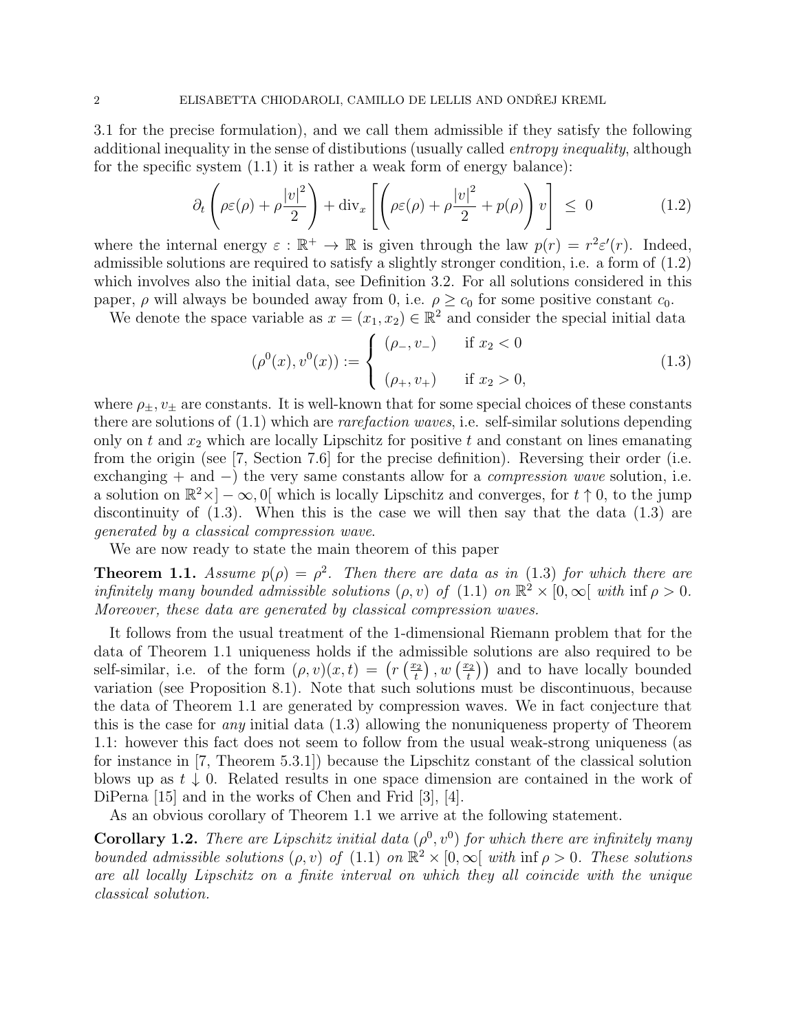3.1 for the precise formulation), and we call them admissible if they satisfy the following additional inequality in the sense of distibutions (usually called *entropy inequality*, although for the specific system (1.1) it is rather a weak form of energy balance):

$$\partial_t \left( \rho\varepsilon(\rho) + \rho \frac{|v|^2}{2} \right) + \operatorname{div}_x \left[ \left( \rho\varepsilon(\rho) + \rho \frac{|v|^2}{2} + p(\rho) \right) v \right] \ \leq\ 0 \tag{1.2}$$

where the internal energy $\varepsilon : \mathbb{R}^+ \to \mathbb{R}$ is given through the law $p(r) = r^2 \varepsilon'(r)$. Indeed, admissible solutions are required to satisfy a slightly stronger condition, i.e. a form of (1.2) which involves also the initial data, see Definition 3.2. For all solutions considered in this paper, $\rho$ will always be bounded away from 0, i.e. $\rho \geq c_0$ for some positive constant $c_0$.

We denote the space variable as $x = (x_1, x_2) \in \mathbb{R}^2$ and consider the special initial data

$$(\rho^0(x), v^0(x)) := \begin{cases} (\rho_-, v_-) & \text{if } x_2 < 0 \\ \\ (\rho_+, v_+) & \text{if } x_2 > 0, \end{cases} \tag{1.3}$$

where $\rho_\pm, v_\pm$ are constants. It is well-known that for some special choices of these constants there are solutions of (1.1) which are *rarefaction waves*, i.e. self-similar solutions depending only on $t$ and $x_2$ which are locally Lipschitz for positive $t$ and constant on lines emanating from the origin (see [7, Section 7.6] for the precise definition). Reversing their order (i.e. exchanging $+$ and $-$) the very same constants allow for a *compression wave* solution, i.e. a solution on $\mathbb{R}^2 \times ]-\infty, 0[$ which is locally Lipschitz and converges, for $t \uparrow 0$, to the jump discontinuity of (1.3). When this is the case we will then say that the data (1.3) are *generated by a classical compression wave*.

We are now ready to state the main theorem of this paper

**Theorem 1.1.** *Assume $p(\rho) = \rho^2$. Then there are data as in (1.3) for which there are infinitely many bounded admissible solutions $(\rho, v)$ of (1.1) on $\mathbb{R}^2 \times [0, \infty[$ with $\inf \rho > 0$. Moreover, these data are generated by classical compression waves.*

It follows from the usual treatment of the 1-dimensional Riemann problem that for the data of Theorem 1.1 uniqueness holds if the admissible solutions are also required to be self-similar, i.e. of the form $(\rho, v)(x, t) = \left( r\left(\frac{x_2}{t}\right), w\left(\frac{x_2}{t}\right) \right)$ and to have locally bounded variation (see Proposition 8.1). Note that such solutions must be discontinuous, because the data of Theorem 1.1 are generated by compression waves. We in fact conjecture that this is the case for *any* initial data (1.3) allowing the nonuniqueness property of Theorem 1.1: however this fact does not seem to follow from the usual weak-strong uniqueness (as for instance in [7, Theorem 5.3.1]) because the Lipschitz constant of the classical solution blows up as $t \downarrow 0$. Related results in one space dimension are contained in the work of DiPerna [15] and in the works of Chen and Frid [3], [4].

As an obvious corollary of Theorem 1.1 we arrive at the following statement.

**Corollary 1.2.** *There are Lipschitz initial data $(\rho^0, v^0)$ for which there are infinitely many bounded admissible solutions $(\rho, v)$ of (1.1) on $\mathbb{R}^2 \times [0, \infty[$ with $\inf \rho > 0$. These solutions are all locally Lipschitz on a finite interval on which they all coincide with the unique classical solution.*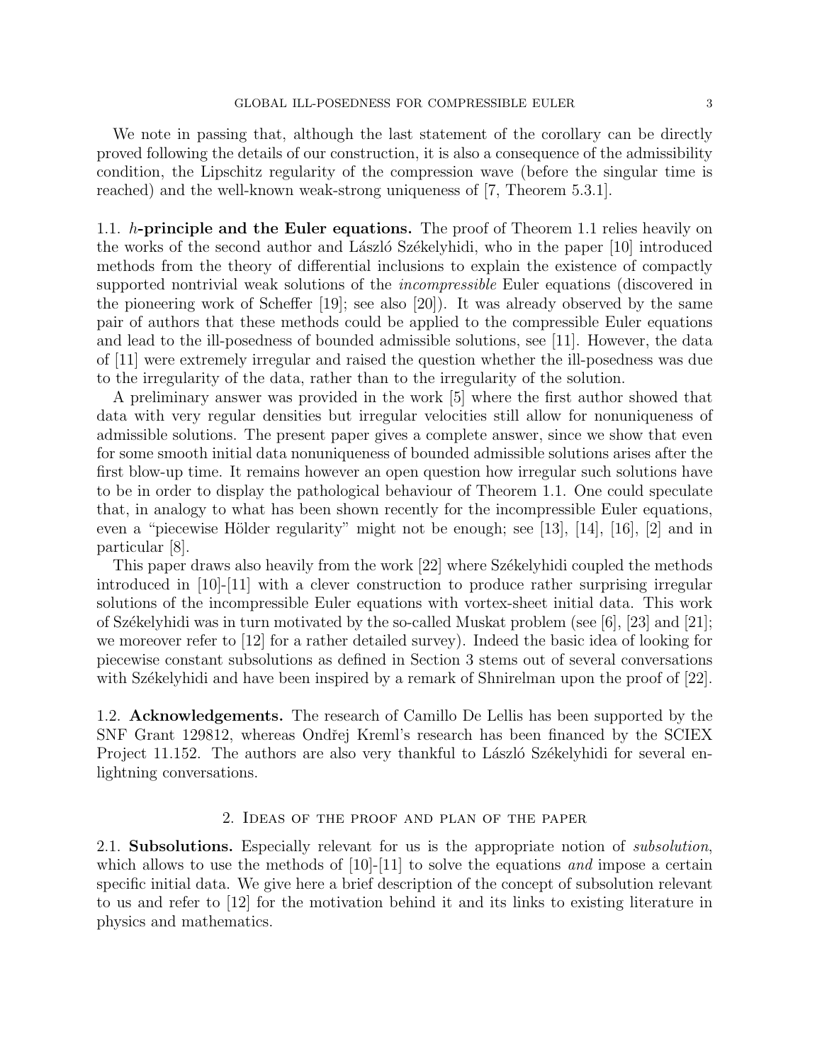We note in passing that, although the last statement of the corollary can be directly proved following the details of our construction, it is also a consequence of the admissibility condition, the Lipschitz regularity of the compression wave (before the singular time is reached) and the well-known weak-strong uniqueness of [7, Theorem 5.3.1].

### 1.1. $h$-principle and the Euler equations.

The proof of Theorem 1.1 relies heavily on the works of the second author and László Székelyhidi, who in the paper [10] introduced methods from the theory of differential inclusions to explain the existence of compactly supported nontrivial weak solutions of the *incompressible* Euler equations (discovered in the pioneering work of Scheffer [19]; see also [20]). It was already observed by the same pair of authors that these methods could be applied to the compressible Euler equations and lead to the ill-posedness of bounded admissible solutions, see [11]. However, the data of [11] were extremely irregular and raised the question whether the ill-posedness was due to the irregularity of the data, rather than to the irregularity of the solution.

A preliminary answer was provided in the work [5] where the first author showed that data with very regular densities but irregular velocities still allow for nonuniqueness of admissible solutions. The present paper gives a complete answer, since we show that even for some smooth initial data nonuniqueness of bounded admissible solutions arises after the first blow-up time. It remains however an open question how irregular such solutions have to be in order to display the pathological behaviour of Theorem 1.1. One could speculate that, in analogy to what has been shown recently for the incompressible Euler equations, even a "piecewise Hölder regularity" might not be enough; see [13], [14], [16], [2] and in particular [8].

This paper draws also heavily from the work [22] where Székelyhidi coupled the methods introduced in [10]-[11] with a clever construction to produce rather surprising irregular solutions of the incompressible Euler equations with vortex-sheet initial data. This work of Székelyhidi was in turn motivated by the so-called Muskat problem (see [6], [23] and [21]; we moreover refer to [12] for a rather detailed survey). Indeed the basic idea of looking for piecewise constant subsolutions as defined in Section 3 stems out of several conversations with Székelyhidi and have been inspired by a remark of Shnirelman upon the proof of [22].

### 1.2. Acknowledgements.

The research of Camillo De Lellis has been supported by the SNF Grant 129812, whereas Ondřej Kreml's research has been financed by the SCIEX Project 11.152. The authors are also very thankful to László Székelyhidi for several enlightning conversations.

## 2. Ideas of the proof and plan of the paper

### 2.1. Subsolutions.

Especially relevant for us is the appropriate notion of *subsolution*, which allows to use the methods of [10]-[11] to solve the equations *and* impose a certain specific initial data. We give here a brief description of the concept of subsolution relevant to us and refer to [12] for the motivation behind it and its links to existing literature in physics and mathematics.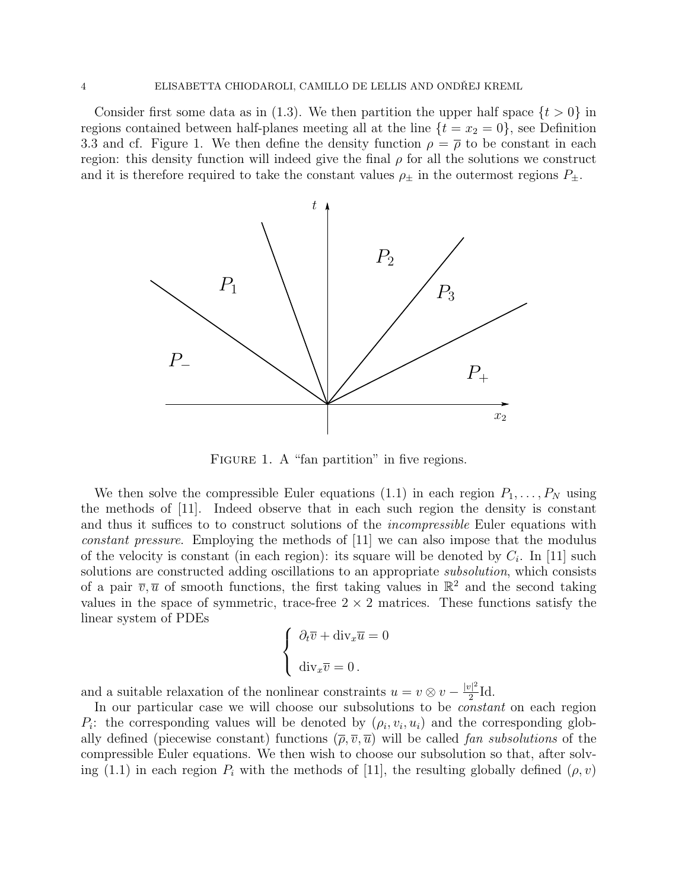Consider first some data as in (1.3). We then partition the upper half space $\{t > 0\}$ in regions contained between half-planes meeting all at the line $\{t = x_2 = 0\}$, see Definition 3.3 and cf. Figure 1. We then define the density function $\rho = \overline{\rho}$ to be constant in each region: this density function will indeed give the final $\rho$ for all the solutions we construct and it is therefore required to take the constant values $\rho_\pm$ in the outermost regions $P_\pm$.

FIGURE 1. A "fan partition" in five regions.

We then solve the compressible Euler equations (1.1) in each region $P_1, \ldots, P_N$ using the methods of [11]. Indeed observe that in each such region the density is constant and thus it suffices to to construct solutions of the *incompressible* Euler equations with *constant pressure*. Employing the methods of [11] we can also impose that the modulus of the velocity is constant (in each region): its square will be denoted by $C_i$. In [11] such solutions are constructed adding oscillations to an appropriate *subsolution*, which consists of a pair $\overline{v}, \overline{u}$ of smooth functions, the first taking values in $\mathbb{R}^2$ and the second taking values in the space of symmetric, trace-free $2 \times 2$ matrices. These functions satisfy the linear system of PDEs

$$
\begin{cases}
\partial_t \overline{v} + \mathrm{div}_x \overline{u} = 0 \\[2ex]
\mathrm{div}_x \overline{v} = 0\,.
\end{cases}
$$

and a suitable relaxation of the nonlinear constraints $u = v \otimes v - \frac{|v|^2}{2}\mathrm{Id}$.

In our particular case we will choose our subsolutions to be *constant* on each region $P_i$: the corresponding values will be denoted by $(\rho_i, v_i, u_i)$ and the corresponding globally defined (piecewise constant) functions $(\overline{\rho}, \overline{v}, \overline{u})$ will be called *fan subsolutions* of the compressible Euler equations. We then wish to choose our subsolution so that, after solving (1.1) in each region $P_i$ with the methods of [11], the resulting globally defined $(\rho, v)$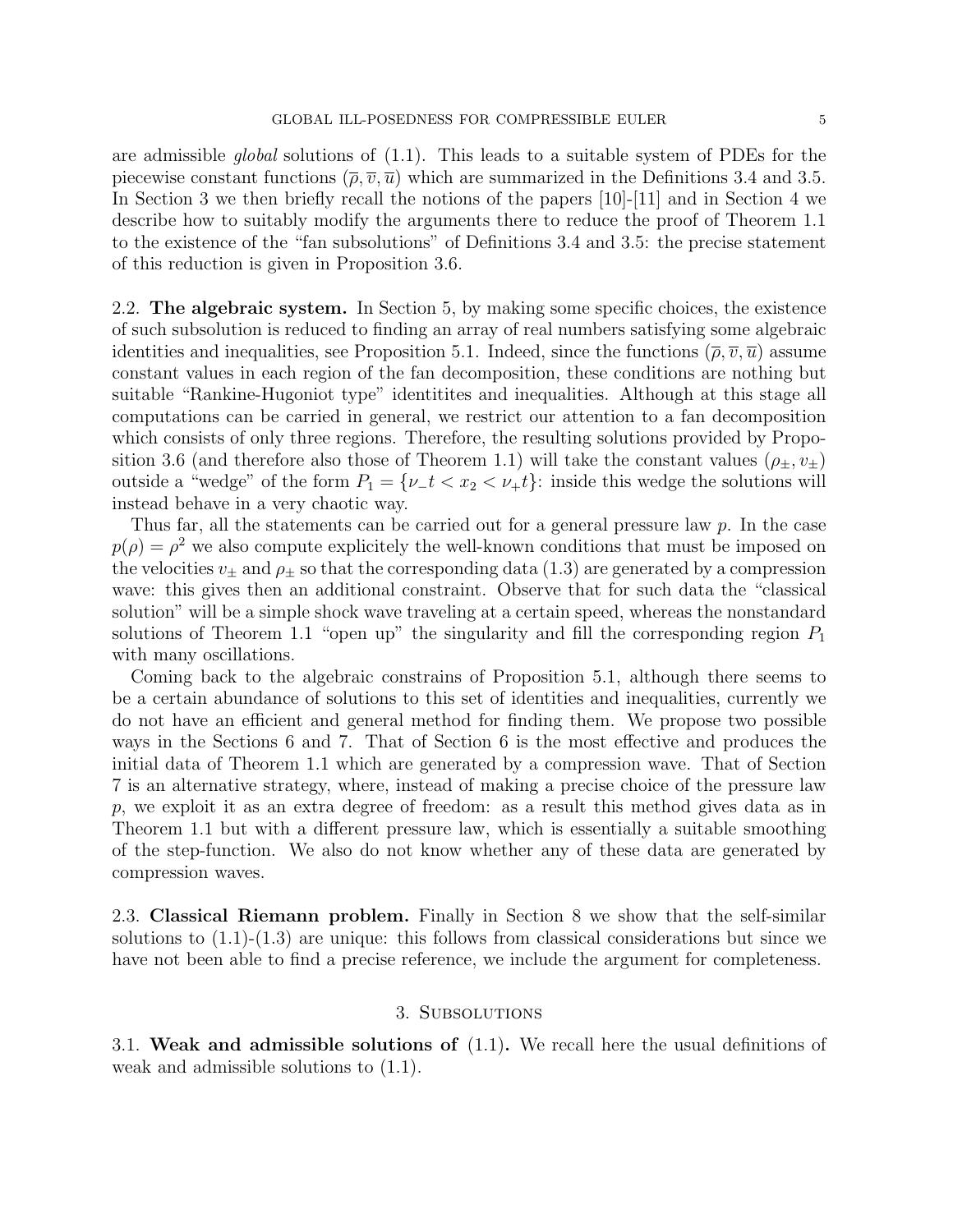are admissible *global* solutions of (1.1). This leads to a suitable system of PDEs for the piecewise constant functions $(\overline{\rho}, \overline{v}, \overline{u})$ which are summarized in the Definitions 3.4 and 3.5. In Section 3 we then briefly recall the notions of the papers [10]-[11] and in Section 4 we describe how to suitably modify the arguments there to reduce the proof of Theorem 1.1 to the existence of the "fan subsolutions" of Definitions 3.4 and 3.5: the precise statement of this reduction is given in Proposition 3.6.

**2.2. The algebraic system.** In Section 5, by making some specific choices, the existence of such subsolution is reduced to finding an array of real numbers satisfying some algebraic identities and inequalities, see Proposition 5.1. Indeed, since the functions $(\overline{\rho}, \overline{v}, \overline{u})$ assume constant values in each region of the fan decomposition, these conditions are nothing but suitable "Rankine-Hugoniot type" identitites and inequalities. Although at this stage all computations can be carried in general, we restrict our attention to a fan decomposition which consists of only three regions. Therefore, the resulting solutions provided by Proposition 3.6 (and therefore also those of Theorem 1.1) will take the constant values $(\rho_\pm, v_\pm)$ outside a "wedge" of the form $P_1 = \{\nu_- t < x_2 < \nu_+ t\}$: inside this wedge the solutions will instead behave in a very chaotic way.

Thus far, all the statements can be carried out for a general pressure law $p$. In the case $p(\rho) = \rho^2$ we also compute explicitely the well-known conditions that must be imposed on the velocities $v_\pm$ and $\rho_\pm$ so that the corresponding data (1.3) are generated by a compression wave: this gives then an additional constraint. Observe that for such data the "classical solution" will be a simple shock wave traveling at a certain speed, whereas the nonstandard solutions of Theorem 1.1 "open up" the singularity and fill the corresponding region $P_1$ with many oscillations.

Coming back to the algebraic constrains of Proposition 5.1, although there seems to be a certain abundance of solutions to this set of identities and inequalities, currently we do not have an efficient and general method for finding them. We propose two possible ways in the Sections 6 and 7. That of Section 6 is the most effective and produces the initial data of Theorem 1.1 which are generated by a compression wave. That of Section 7 is an alternative strategy, where, instead of making a precise choice of the pressure law $p$, we exploit it as an extra degree of freedom: as a result this method gives data as in Theorem 1.1 but with a different pressure law, which is essentially a suitable smoothing of the step-function. We also do not know whether any of these data are generated by compression waves.

**2.3. Classical Riemann problem.** Finally in Section 8 we show that the self-similar solutions to (1.1)-(1.3) are unique: this follows from classical considerations but since we have not been able to find a precise reference, we include the argument for completeness.

## 3. Subsolutions

**3.1. Weak and admissible solutions of** (1.1)**.** We recall here the usual definitions of weak and admissible solutions to (1.1).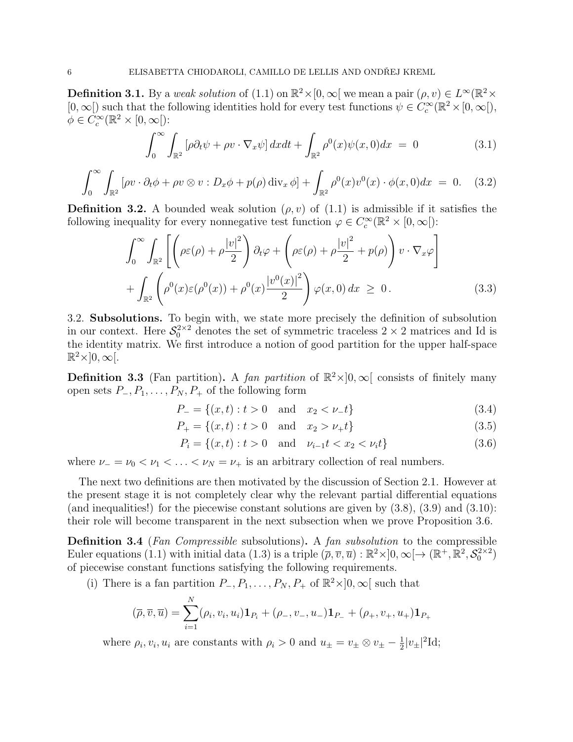**Definition 3.1.** By a *weak solution* of (1.1) on $\mathbb{R}^2\times[0,\infty[$ we mean a pair $(\rho, v) \in L^\infty(\mathbb{R}^2\times[0,\infty[)$ such that the following identities hold for every test functions $\psi \in C_c^\infty(\mathbb{R}^2\times[0,\infty[)$, $\phi \in C_c^\infty(\mathbb{R}^2\times[0,\infty[)$:

$$\int_0^\infty \int_{\mathbb{R}^2} \left[\rho \partial_t \psi + \rho v \cdot \nabla_x \psi\right] dx dt + \int_{\mathbb{R}^2} \rho^0(x) \psi(x,0) dx \;=\; 0 \tag{3.1}$$

$$\int_0^\infty \int_{\mathbb{R}^2} \left[\rho v \cdot \partial_t \phi + \rho v \otimes v : D_x \phi + p(\rho) \operatorname{div}_x \phi\right] + \int_{\mathbb{R}^2} \rho^0(x) v^0(x) \cdot \phi(x,0) dx \;=\; 0. \tag{3.2}$$

**Definition 3.2.** A bounded weak solution $(\rho, v)$ of (1.1) is admissible if it satisfies the following inequality for every nonnegative test function $\varphi \in C_c^\infty(\mathbb{R}^2\times[0,\infty[)$:

$$\begin{aligned}\int_0^\infty \int_{\mathbb{R}^2} &\left[\left(\rho\varepsilon(\rho) + \rho\frac{|v|^2}{2}\right)\partial_t\varphi + \left(\rho\varepsilon(\rho) + \rho\frac{|v|^2}{2} + p(\rho)\right) v\cdot\nabla_x\varphi\right] \\ &+ \int_{\mathbb{R}^2}\left(\rho^0(x)\varepsilon(\rho^0(x)) + \rho^0(x)\frac{|v^0(x)|^2}{2}\right)\varphi(x,0)\, dx \;\geq\; 0\,. \end{aligned} \tag{3.3}$$

3.2. **Subsolutions.** To begin with, we state more precisely the definition of subsolution in our context. Here $\mathcal{S}_0^{2\times 2}$ denotes the set of symmetric traceless $2\times 2$ matrices and Id is the identity matrix. We first introduce a notion of good partition for the upper half-space $\mathbb{R}^2\times]0,\infty[$.

**Definition 3.3** (Fan partition)**.** A *fan partition* of $\mathbb{R}^2\times]0,\infty[$ consists of finitely many open sets $P_-, P_1, \ldots, P_N, P_+$ of the following form

$$P_- = \{(x,t) : t > 0 \quad \text{and} \quad x_2 < \nu_- t\} \tag{3.4}$$

$$P_+ = \{(x,t) : t > 0 \quad \text{and} \quad x_2 > \nu_+ t\} \tag{3.5}$$

$$P_i = \{(x,t) : t > 0 \quad \text{and} \quad \nu_{i-1} t < x_2 < \nu_i t\} \tag{3.6}$$

where $\nu_- = \nu_0 < \nu_1 < \ldots < \nu_N = \nu_+$ is an arbitrary collection of real numbers.

The next two definitions are then motivated by the discussion of Section 2.1. However at the present stage it is not completely clear why the relevant partial differential equations (and inequalities!) for the piecewise constant solutions are given by (3.8), (3.9) and (3.10): their role will become transparent in the next subsection when we prove Proposition 3.6.

**Definition 3.4** (*Fan Compressible* subsolutions)**.** A *fan subsolution* to the compressible Euler equations (1.1) with initial data (1.3) is a triple $(\overline{\rho}, \overline{v}, \overline{u}) : \mathbb{R}^2\times]0,\infty[\to (\mathbb{R}^+, \mathbb{R}^2, \mathcal{S}_0^{2\times 2})$ of piecewise constant functions satisfying the following requirements.

(i) There is a fan partition $P_-, P_1, \ldots, P_N, P_+$ of $\mathbb{R}^2\times]0,\infty[$ such that

$$(\overline{\rho}, \overline{v}, \overline{u}) = \sum_{i=1}^N (\rho_i, v_i, u_i)\mathbf{1}_{P_i} + (\rho_-, v_-, u_-)\mathbf{1}_{P_-} + (\rho_+, v_+, u_+)\mathbf{1}_{P_+}$$

where $\rho_i, v_i, u_i$ are constants with $\rho_i > 0$ and $u_\pm = v_\pm \otimes v_\pm - \frac{1}{2}|v_\pm|^2 \mathrm{Id}$;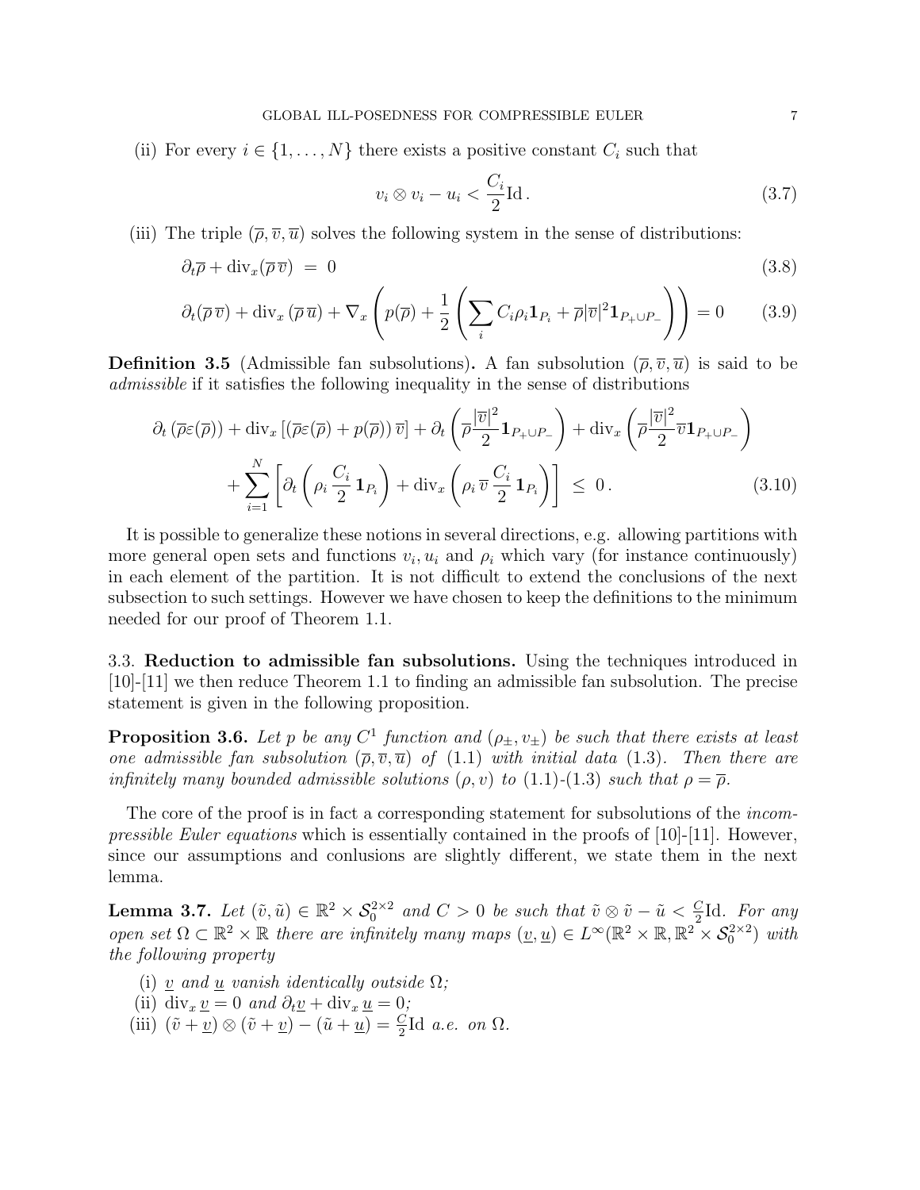(ii) For every $i \in \{1, \ldots, N\}$ there exists a positive constant $C_i$ such that

$$v_i \otimes v_i - u_i < \frac{C_i}{2} \mathrm{Id}\,. \tag{3.7}$$

(iii) The triple $(\overline{\rho}, \overline{v}, \overline{u})$ solves the following system in the sense of distributions:

$$\partial_t \overline{\rho} + \mathrm{div}_x(\overline{\rho}\, \overline{v}) \;=\; 0 \tag{3.8}$$

$$\partial_t(\overline{\rho}\, \overline{v}) + \mathrm{div}_x\left(\overline{\rho}\, \overline{u}\right) + \nabla_x \left( p(\overline{\rho}) + \frac{1}{2}\left( \sum_i C_i \rho_i \mathbf{1}_{P_i} + \overline{\rho}|\overline{v}|^2 \mathbf{1}_{P_+ \cup P_-} \right)\right) = 0 \tag{3.9}$$

**Definition 3.5** (Admissible fan subsolutions)**.** A fan subsolution $(\overline{\rho}, \overline{v}, \overline{u})$ is said to be *admissible* if it satisfies the following inequality in the sense of distributions

$$\begin{aligned}
\partial_t \left(\overline{\rho}\varepsilon(\overline{\rho})\right) + \mathrm{div}_x \left[\left(\overline{\rho}\varepsilon(\overline{\rho}) + p(\overline{\rho})\right) \overline{v}\right] + \partial_t \left( \overline{\rho} \frac{|\overline{v}|^2}{2} \mathbf{1}_{P_+ \cup P_-} \right) + \mathrm{div}_x \left( \overline{\rho} \frac{|\overline{v}|^2}{2} \overline{v} \mathbf{1}_{P_+ \cup P_-} \right) \\
+ \sum_{i=1}^{N} \left[ \partial_t \left( \rho_i \frac{C_i}{2} \mathbf{1}_{P_i} \right) + \mathrm{div}_x \left( \rho_i\, \overline{v}\, \frac{C_i}{2}\, \mathbf{1}_{P_i} \right) \right] \;\le\; 0\,.
\end{aligned} \tag{3.10}$$

It is possible to generalize these notions in several directions, e.g. allowing partitions with more general open sets and functions $v_i, u_i$ and $\rho_i$ which vary (for instance continuously) in each element of the partition. It is not difficult to extend the conclusions of the next subsection to such settings. However we have chosen to keep the definitions to the minimum needed for our proof of Theorem 1.1.

3.3. **Reduction to admissible fan subsolutions.** Using the techniques introduced in [10]-[11] we then reduce Theorem 1.1 to finding an admissible fan subsolution. The precise statement is given in the following proposition.

**Proposition 3.6.** *Let $p$ be any $C^1$ function and $(\rho_\pm, v_\pm)$ be such that there exists at least one admissible fan subsolution $(\overline{\rho}, \overline{v}, \overline{u})$ of (1.1) with initial data (1.3). Then there are infinitely many bounded admissible solutions $(\rho, v)$ to (1.1)-(1.3) such that $\rho = \overline{\rho}$.*

The core of the proof is in fact a corresponding statement for subsolutions of the *incompressible Euler equations* which is essentially contained in the proofs of [10]-[11]. However, since our assumptions and conlusions are slightly different, we state them in the next lemma.

**Lemma 3.7.** *Let $(\tilde{v}, \tilde{u}) \in \mathbb{R}^2 \times \mathcal{S}_0^{2\times 2}$ and $C > 0$ be such that $\tilde{v} \otimes \tilde{v} - \tilde{u} < \frac{C}{2}\mathrm{Id}$. For any open set $\Omega \subset \mathbb{R}^2 \times \mathbb{R}$ there are infinitely many maps $(\underline{v}, \underline{u}) \in L^\infty(\mathbb{R}^2 \times \mathbb{R}, \mathbb{R}^2 \times \mathcal{S}_0^{2\times 2})$ with the following property*

(i) *$\underline{v}$ and $\underline{u}$ vanish identically outside $\Omega$;*
(ii) *$\mathrm{div}_x\, \underline{v} = 0$ and $\partial_t \underline{v} + \mathrm{div}_x\, \underline{u} = 0$;*
(iii) *$(\tilde{v} + \underline{v}) \otimes (\tilde{v} + \underline{v}) - (\tilde{u} + \underline{u}) = \frac{C}{2}\mathrm{Id}$ a.e. on $\Omega$.*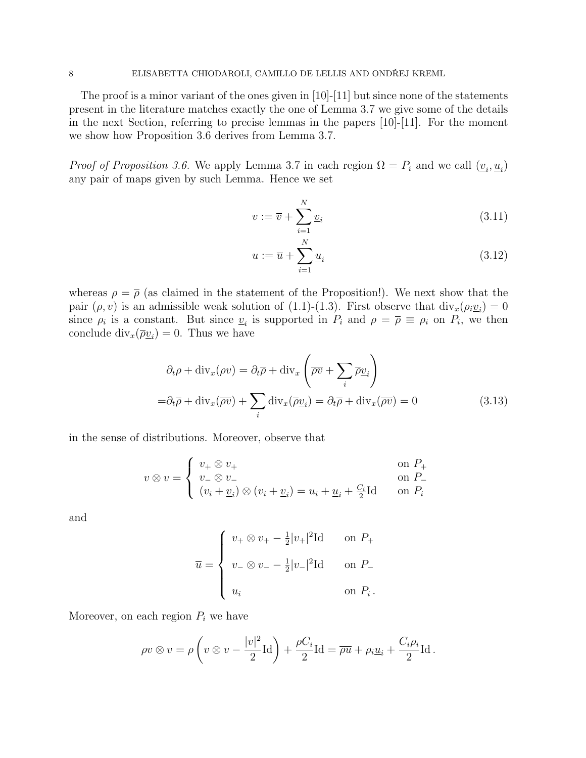The proof is a minor variant of the ones given in [10]-[11] but since none of the statements present in the literature matches exactly the one of Lemma 3.7 we give some of the details in the next Section, referring to precise lemmas in the papers [10]-[11]. For the moment we show how Proposition 3.6 derives from Lemma 3.7.

*Proof of Proposition 3.6.* We apply Lemma 3.7 in each region $\Omega = P_i$ and we call $(\underline{v}_i, \underline{u}_i)$ any pair of maps given by such Lemma. Hence we set

$$v := \overline{v} + \sum_{i=1}^{N} \underline{v}_i \tag{3.11}$$

$$u := \overline{u} + \sum_{i=1}^{N} \underline{u}_i \tag{3.12}$$

whereas $\rho = \overline{\rho}$ (as claimed in the statement of the Proposition!). We next show that the pair $(\rho, v)$ is an admissible weak solution of (1.1)-(1.3). First observe that $\mathrm{div}_x(\rho_i \underline{v}_i) = 0$ since $\rho_i$ is a constant. But since $\underline{v}_i$ is supported in $P_i$ and $\rho = \overline{\rho} \equiv \rho_i$ on $P_i$, we then conclude $\mathrm{div}_x(\overline{\rho}\underline{v}_i) = 0$. Thus we have

$$\begin{aligned}
&\partial_t \rho + \mathrm{div}_x(\rho v) = \partial_t \overline{\rho} + \mathrm{div}_x \left( \overline{\rho v} + \sum_i \overline{\rho} \underline{v}_i \right) \\
=&\partial_t \overline{\rho} + \mathrm{div}_x(\overline{\rho v}) + \sum_i \mathrm{div}_x(\overline{\rho}\underline{v}_i) = \partial_t \overline{\rho} + \mathrm{div}_x(\overline{\rho v}) = 0
\end{aligned} \tag{3.13}$$

in the sense of distributions. Moreover, observe that

$$v \otimes v = \begin{cases} v_+ \otimes v_+ & \text{on } P_+ \\ v_- \otimes v_- & \text{on } P_- \\ (v_i + \underline{v}_i) \otimes (v_i + \underline{v}_i) = u_i + \underline{u}_i + \frac{C_i}{2}\mathrm{Id} & \text{on } P_i \end{cases}$$

and

$$\overline{u} = \begin{cases} v_+ \otimes v_+ - \frac{1}{2}|v_+|^2 \mathrm{Id} & \text{on } P_+ \\[2mm] v_- \otimes v_- - \frac{1}{2}|v_-|^2 \mathrm{Id} & \text{on } P_- \\[2mm] u_i & \text{on } P_i \,. \end{cases}$$

Moreover, on each region $P_i$ we have

$$\rho v \otimes v = \rho \left( v \otimes v - \frac{|v|^2}{2}\mathrm{Id} \right) + \frac{\rho C_i}{2}\mathrm{Id} = \overline{\rho u} + \rho_i \underline{u}_i + \frac{C_i \rho_i}{2}\mathrm{Id} \,.$$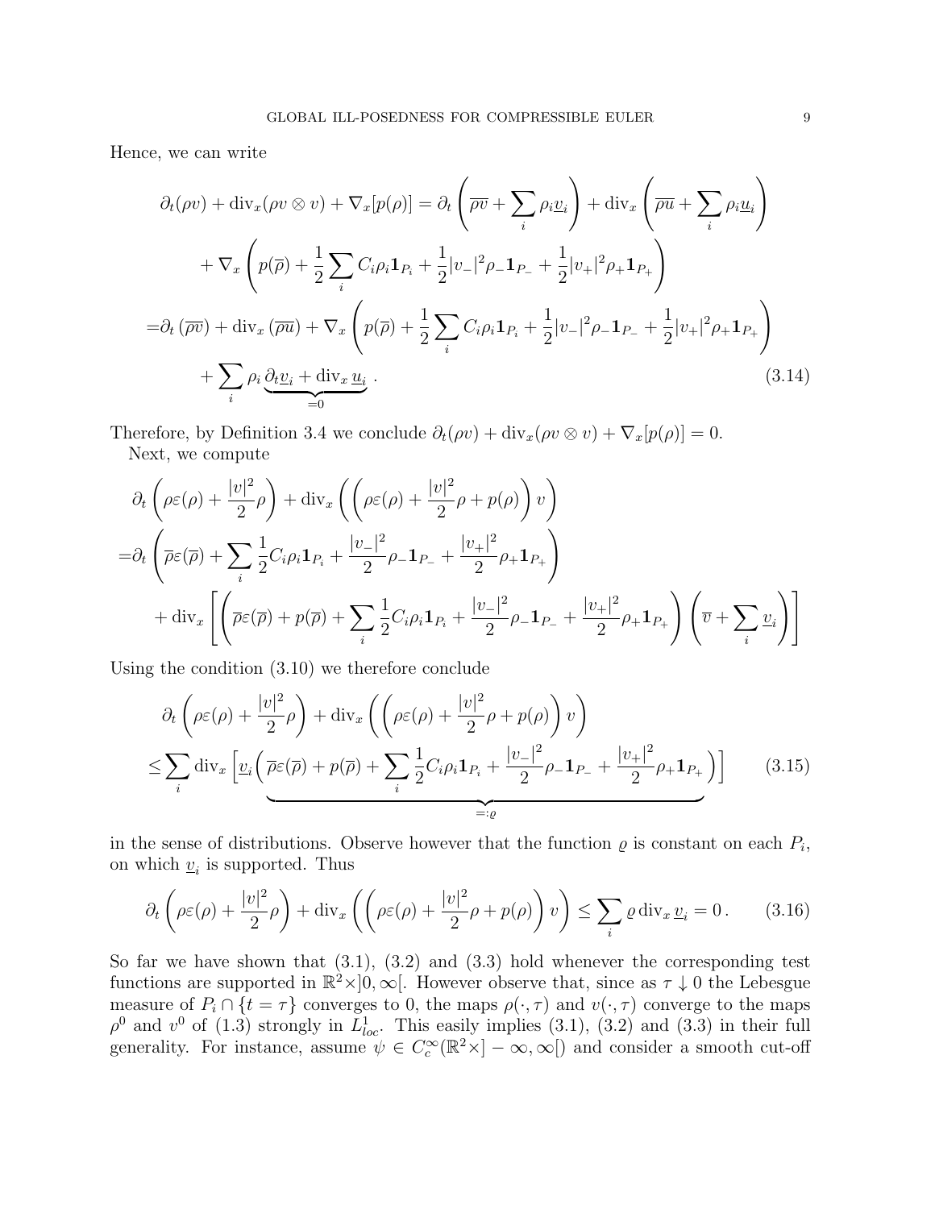Hence, we can write

$$
\begin{aligned}
\partial_t(\rho v) + \operatorname{div}_x(\rho v \otimes v) + \nabla_x[p(\rho)] &= \partial_t\left(\overline{\rho v} + \sum_i \rho_i \underline{v}_i\right) + \operatorname{div}_x\left(\overline{\rho u} + \sum_i \rho_i \underline{u}_i\right) \\
&\quad + \nabla_x\left(p(\overline{\rho}) + \frac{1}{2}\sum_i C_i \rho_i \mathbf{1}_{P_i} + \frac{1}{2}|v_-|^2 \rho_- \mathbf{1}_{P_-} + \frac{1}{2}|v_+|^2 \rho_+ \mathbf{1}_{P_+}\right) \\
=&\partial_t\left(\overline{\rho v}\right) + \operatorname{div}_x\left(\overline{\rho u}\right) + \nabla_x\left(p(\overline{\rho}) + \frac{1}{2}\sum_i C_i \rho_i \mathbf{1}_{P_i} + \frac{1}{2}|v_-|^2 \rho_- \mathbf{1}_{P_-} + \frac{1}{2}|v_+|^2 \rho_+ \mathbf{1}_{P_+}\right) \\
&\quad + \sum_i \rho_i \underbrace{\partial_t \underline{v}_i + \operatorname{div}_x \underline{u}_i}_{=0}\,.
\end{aligned}
\tag{3.14}
$$

Therefore, by Definition 3.4 we conclude $\partial_t(\rho v) + \operatorname{div}_x(\rho v \otimes v) + \nabla_x[p(\rho)] = 0$.

Next, we compute

$$
\begin{aligned}
&\partial_t\left(\rho\varepsilon(\rho) + \frac{|v|^2}{2}\rho\right) + \operatorname{div}_x\left(\left(\rho\varepsilon(\rho) + \frac{|v|^2}{2}\rho + p(\rho)\right)v\right) \\
=&\partial_t\left(\overline{\rho}\varepsilon(\overline{\rho}) + \sum_i \frac{1}{2}C_i\rho_i\mathbf{1}_{P_i} + \frac{|v_-|^2}{2}\rho_-\mathbf{1}_{P_-} + \frac{|v_+|^2}{2}\rho_+\mathbf{1}_{P_+}\right) \\
&+ \operatorname{div}_x\left[\left(\overline{\rho}\varepsilon(\overline{\rho}) + p(\overline{\rho}) + \sum_i \frac{1}{2}C_i\rho_i\mathbf{1}_{P_i} + \frac{|v_-|^2}{2}\rho_-\mathbf{1}_{P_-} + \frac{|v_+|^2}{2}\rho_+\mathbf{1}_{P_+}\right)\left(\overline{v} + \sum_i \underline{v}_i\right)\right]
\end{aligned}
$$

Using the condition (3.10) we therefore conclude

$$
\begin{aligned}
&\partial_t\left(\rho\varepsilon(\rho) + \frac{|v|^2}{2}\rho\right) + \operatorname{div}_x\left(\left(\rho\varepsilon(\rho) + \frac{|v|^2}{2}\rho + p(\rho)\right)v\right) \\
\leq& \sum_i \operatorname{div}_x\Big[\underline{v}_i \underbrace{\Big(\overline{\rho}\varepsilon(\overline{\rho}) + p(\overline{\rho}) + \sum_i \frac{1}{2}C_i\rho_i\mathbf{1}_{P_i} + \frac{|v_-|^2}{2}\rho_-\mathbf{1}_{P_-} + \frac{|v_+|^2}{2}\rho_+\mathbf{1}_{P_+}\Big)}_{=:\varrho}\Big]
\end{aligned}
\tag{3.15}
$$

in the sense of distributions. Observe however that the function $\varrho$ is constant on each $P_i$, on which $\underline{v}_i$ is supported. Thus

$$
\partial_t\left(\rho\varepsilon(\rho) + \frac{|v|^2}{2}\rho\right) + \operatorname{div}_x\left(\left(\rho\varepsilon(\rho) + \frac{|v|^2}{2}\rho + p(\rho)\right)v\right) \leq \sum_i \varrho \operatorname{div}_x \underline{v}_i = 0\,. \tag{3.16}
$$

So far we have shown that (3.1), (3.2) and (3.3) hold whenever the corresponding test functions are supported in $\mathbb{R}^2\times]0,\infty[$. However observe that, since as $\tau \downarrow 0$ the Lebesgue measure of $P_i \cap \{t = \tau\}$ converges to 0, the maps $\rho(\cdot,\tau)$ and $v(\cdot,\tau)$ converge to the maps $\rho^0$ and $v^0$ of (1.3) strongly in $L^1_{loc}$. This easily implies (3.1), (3.2) and (3.3) in their full generality. For instance, assume $\psi \in C^\infty_c(\mathbb{R}^2\times]-\infty,\infty[)$ and consider a smooth cut-off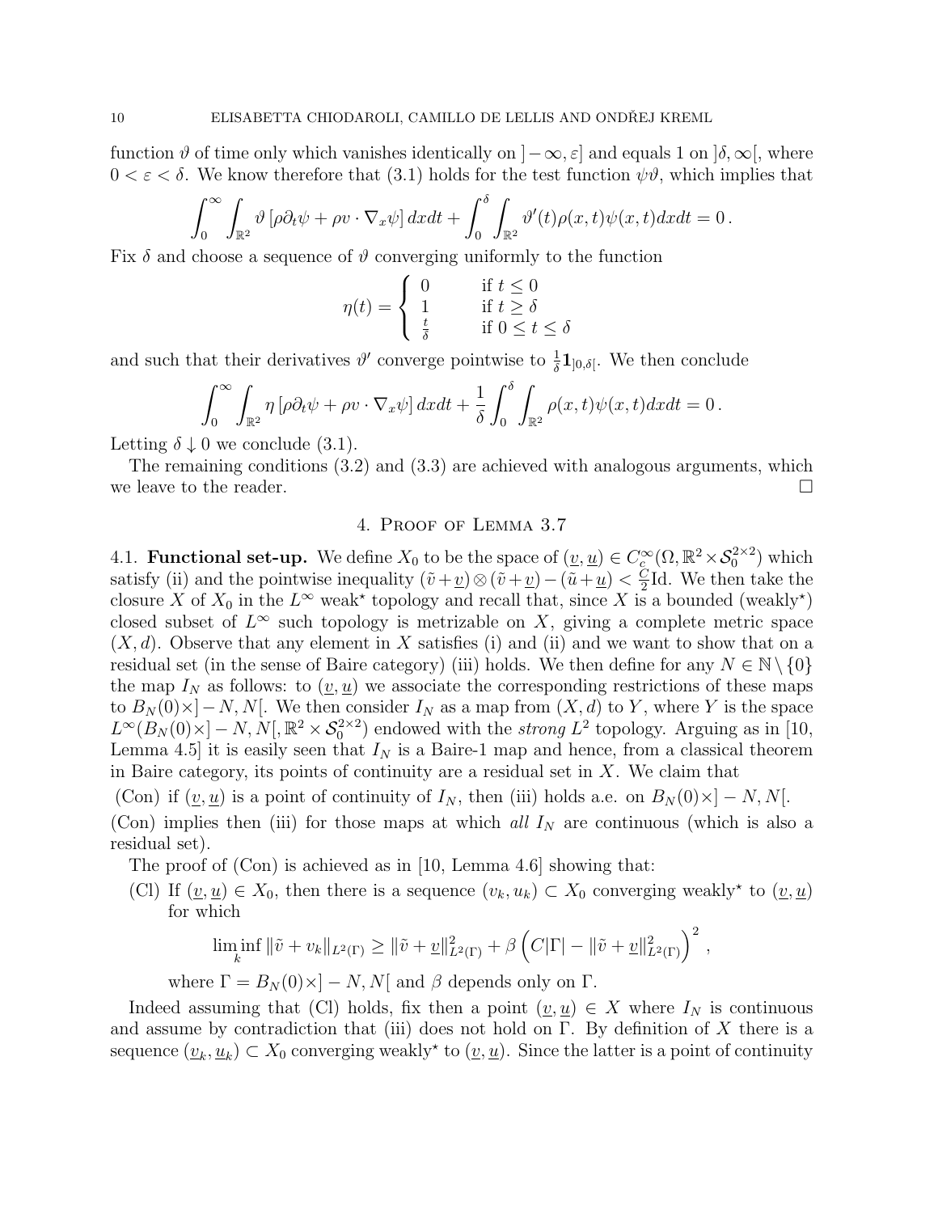function $\vartheta$ of time only which vanishes identically on $]-\infty, \varepsilon]$ and equals 1 on $]\delta, \infty[$, where $0 < \varepsilon < \delta$. We know therefore that (3.1) holds for the test function $\psi\vartheta$, which implies that

$$\int_0^\infty \int_{\mathbb{R}^2} \vartheta \left[\rho \partial_t \psi + \rho v \cdot \nabla_x \psi\right] dx dt + \int_0^\delta \int_{\mathbb{R}^2} \vartheta'(t) \rho(x,t) \psi(x,t) dx dt = 0 .$$

Fix $\delta$ and choose a sequence of $\vartheta$ converging uniformly to the function

$$\eta(t) = \begin{cases} 0 & \text{if } t \leq 0 \\ 1 & \text{if } t \geq \delta \\ \frac{t}{\delta} & \text{if } 0 \leq t \leq \delta \end{cases}$$

and such that their derivatives $\vartheta'$ converge pointwise to $\frac{1}{\delta}\mathbf{1}_{]0,\delta[}$. We then conclude

$$\int_0^\infty \int_{\mathbb{R}^2} \eta \left[\rho \partial_t \psi + \rho v \cdot \nabla_x \psi\right] dx dt + \frac{1}{\delta} \int_0^\delta \int_{\mathbb{R}^2} \rho(x,t) \psi(x,t) dx dt = 0 .$$

Letting $\delta \downarrow 0$ we conclude (3.1).

The remaining conditions (3.2) and (3.3) are achieved with analogous arguments, which we leave to the reader. $\square$

## 4. Proof of Lemma 3.7

4.1. **Functional set-up.** We define $X_0$ to be the space of $(\underline{v}, \underline{u}) \in C_c^\infty(\Omega, \mathbb{R}^2 \times \mathcal{S}_0^{2\times 2})$ which satisfy (ii) and the pointwise inequality $(\tilde{v}+\underline{v}) \otimes (\tilde{v}+\underline{v}) - (\tilde{u}+\underline{u}) < \frac{C}{2}\mathrm{Id}$. We then take the closure $X$ of $X_0$ in the $L^\infty$ weak$^\star$ topology and recall that, since $X$ is a bounded (weakly$^\star$) closed subset of $L^\infty$ such topology is metrizable on $X$, giving a complete metric space $(X, d)$. Observe that any element in $X$ satisfies (i) and (ii) and we want to show that on a residual set (in the sense of Baire category) (iii) holds. We then define for any $N \in \mathbb{N} \setminus \{0\}$ the map $I_N$ as follows: to $(\underline{v}, \underline{u})$ we associate the corresponding restrictions of these maps to $B_N(0) \times ]-N, N[$. We then consider $I_N$ as a map from $(X, d)$ to $Y$, where $Y$ is the space $L^\infty(B_N(0) \times ]-N, N[, \mathbb{R}^2 \times \mathcal{S}_0^{2\times 2})$ endowed with the *strong* $L^2$ topology. Arguing as in [10, Lemma 4.5] it is easily seen that $I_N$ is a Baire-1 map and hence, from a classical theorem in Baire category, its points of continuity are a residual set in $X$. We claim that

(Con) if $(\underline{v}, \underline{u})$ is a point of continuity of $I_N$, then (iii) holds a.e. on $B_N(0) \times ]-N, N[$.

(Con) implies then (iii) for those maps at which *all* $I_N$ are continuous (which is also a residual set).

The proof of (Con) is achieved as in [10, Lemma 4.6] showing that:

(Cl) If $(\underline{v}, \underline{u}) \in X_0$, then there is a sequence $(v_k, u_k) \subset X_0$ converging weakly$^\star$ to $(\underline{v}, \underline{u})$ for which

$$\liminf_k \|\tilde{v} + v_k\|_{L^2(\Gamma)} \geq \|\tilde{v} + \underline{v}\|^2_{L^2(\Gamma)} + \beta \left( C|\Gamma| - \|\tilde{v} + \underline{v}\|^2_{L^2(\Gamma)} \right)^2 ,$$

where $\Gamma = B_N(0) \times ]-N, N[$ and $\beta$ depends only on $\Gamma$.

Indeed assuming that (Cl) holds, fix then a point $(\underline{v}, \underline{u}) \in X$ where $I_N$ is continuous and assume by contradiction that (iii) does not hold on $\Gamma$. By definition of $X$ there is a sequence $(\underline{v}_k, \underline{u}_k) \subset X_0$ converging weakly$^\star$ to $(\underline{v}, \underline{u})$. Since the latter is a point of continuity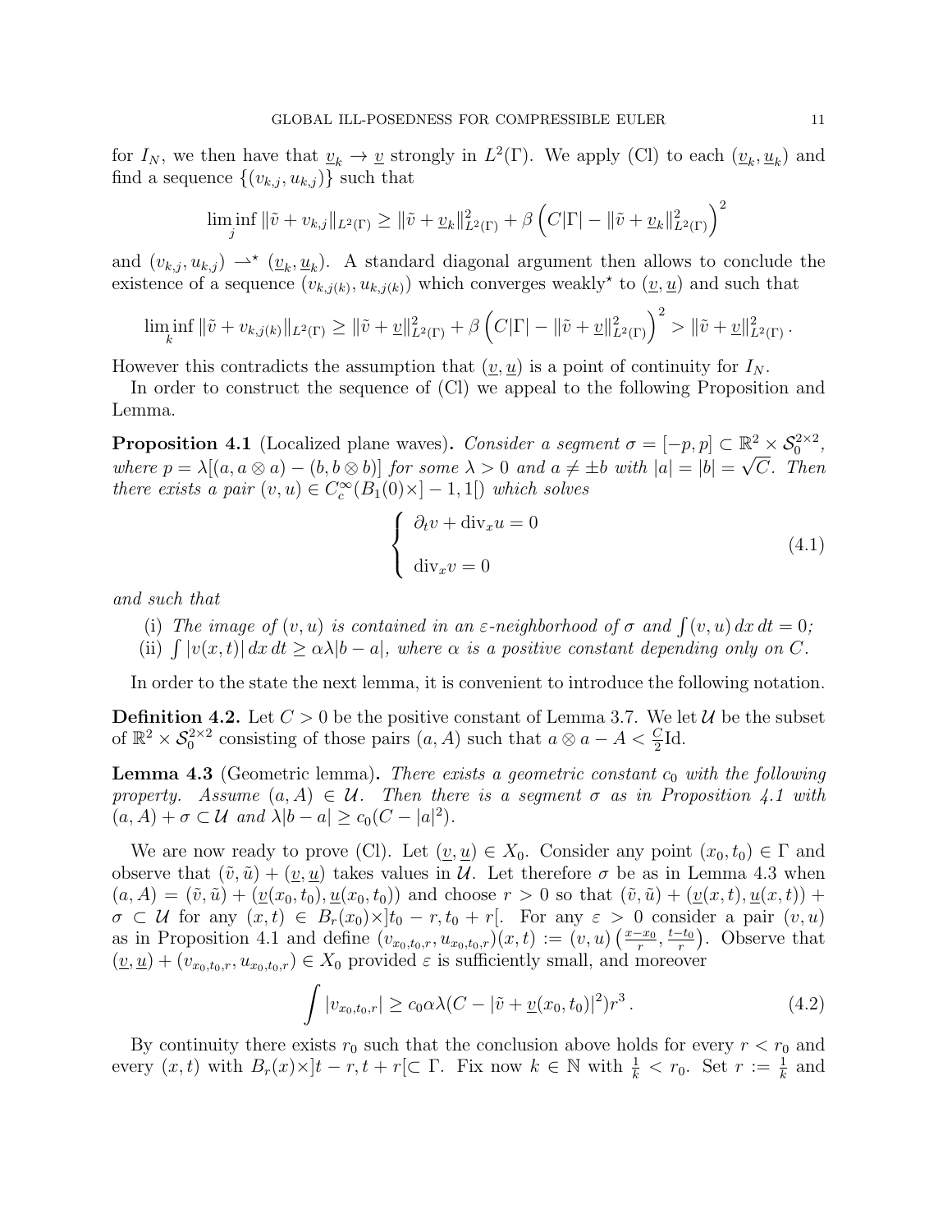for $I_N$, we then have that $\underline{v}_k \to \underline{v}$ strongly in $L^2(\Gamma)$. We apply (Cl) to each $(\underline{v}_k, \underline{u}_k)$ and find a sequence $\{(v_{k,j}, u_{k,j})\}$ such that

$$\liminf_j \|\tilde{v} + v_{k,j}\|_{L^2(\Gamma)} \geq \|\tilde{v} + \underline{v}_k\|^2_{L^2(\Gamma)} + \beta \left( C|\Gamma| - \|\tilde{v} + \underline{v}_k\|^2_{L^2(\Gamma)} \right)^2$$

and $(v_{k,j}, u_{k,j}) \rightharpoonup^\star (\underline{v}_k, \underline{u}_k)$. A standard diagonal argument then allows to conclude the existence of a sequence $(v_{k,j(k)}, u_{k,j(k)})$ which converges weakly$^\star$ to $(\underline{v}, \underline{u})$ and such that

$$\liminf_k \|\tilde{v} + v_{k,j(k)}\|_{L^2(\Gamma)} \geq \|\tilde{v} + \underline{v}\|^2_{L^2(\Gamma)} + \beta \left( C|\Gamma| - \|\tilde{v} + \underline{v}\|^2_{L^2(\Gamma)} \right)^2 > \|\tilde{v} + \underline{v}\|^2_{L^2(\Gamma)} .$$

However this contradicts the assumption that $(\underline{v}, \underline{u})$ is a point of continuity for $I_N$.

In order to construct the sequence of (Cl) we appeal to the following Proposition and Lemma.

**Proposition 4.1** (Localized plane waves)**.** *Consider a segment $\sigma = [-p, p] \subset \mathbb{R}^2 \times \mathcal{S}_0^{2\times 2}$, where $p = \lambda[(a, a \otimes a) - (b, b \otimes b)]$ for some $\lambda > 0$ and $a \neq \pm b$ with $|a| = |b| = \sqrt{C}$. Then there exists a pair $(v, u) \in C_c^\infty(B_1(0)\times ]-1, 1[)$ which solves*

$$\begin{cases} \partial_t v + \mathrm{div}_x u = 0 \\ \\ \mathrm{div}_x v = 0 \end{cases} \tag{4.1}$$

*and such that*

(i) *The image of $(v, u)$ is contained in an $\varepsilon$-neighborhood of $\sigma$ and $\int (v, u)\, dx\, dt = 0$;*
(ii) *$\int |v(x, t)|\, dx\, dt \geq \alpha\lambda|b - a|$, where $\alpha$ is a positive constant depending only on $C$.*

In order to the state the next lemma, it is convenient to introduce the following notation.

**Definition 4.2.** Let $C > 0$ be the positive constant of Lemma 3.7. We let $\mathcal{U}$ be the subset of $\mathbb{R}^2 \times \mathcal{S}_0^{2\times 2}$ consisting of those pairs $(a, A)$ such that $a \otimes a - A < \frac{C}{2}\mathrm{Id}$.

**Lemma 4.3** (Geometric lemma)**.** *There exists a geometric constant $c_0$ with the following property. Assume $(a, A) \in \mathcal{U}$. Then there is a segment $\sigma$ as in Proposition 4.1 with $(a, A) + \sigma \subset \mathcal{U}$ and $\lambda|b - a| \geq c_0(C - |a|^2)$.*

We are now ready to prove (Cl). Let $(\underline{v}, \underline{u}) \in X_0$. Consider any point $(x_0, t_0) \in \Gamma$ and observe that $(\tilde{v}, \tilde{u}) + (\underline{v}, \underline{u})$ takes values in $\mathcal{U}$. Let therefore $\sigma$ be as in Lemma 4.3 when $(a, A) = (\tilde{v}, \tilde{u}) + (\underline{v}(x_0, t_0), \underline{u}(x_0, t_0))$ and choose $r > 0$ so that $(\tilde{v}, \tilde{u}) + (\underline{v}(x, t), \underline{u}(x, t)) + \sigma \subset \mathcal{U}$ for any $(x, t) \in B_r(x_0)\times ]t_0 - r, t_0 + r[$. For any $\varepsilon > 0$ consider a pair $(v, u)$ as in Proposition 4.1 and define $(v_{x_0,t_0,r}, u_{x_0,t_0,r})(x, t) := (v, u)\left(\frac{x - x_0}{r}, \frac{t - t_0}{r}\right)$. Observe that $(\underline{v}, \underline{u}) + (v_{x_0,t_0,r}, u_{x_0,t_0,r}) \in X_0$ provided $\varepsilon$ is sufficiently small, and moreover

$$\int |v_{x_0,t_0,r}| \geq c_0 \alpha \lambda (C - |\tilde{v} + \underline{v}(x_0, t_0)|^2) r^3 . \tag{4.2}$$

By continuity there exists $r_0$ such that the conclusion above holds for every $r < r_0$ and every $(x, t)$ with $B_r(x)\times ]t - r, t + r[ \subset \Gamma$. Fix now $k \in \mathbb{N}$ with $\frac{1}{k} < r_0$. Set $r := \frac{1}{k}$ and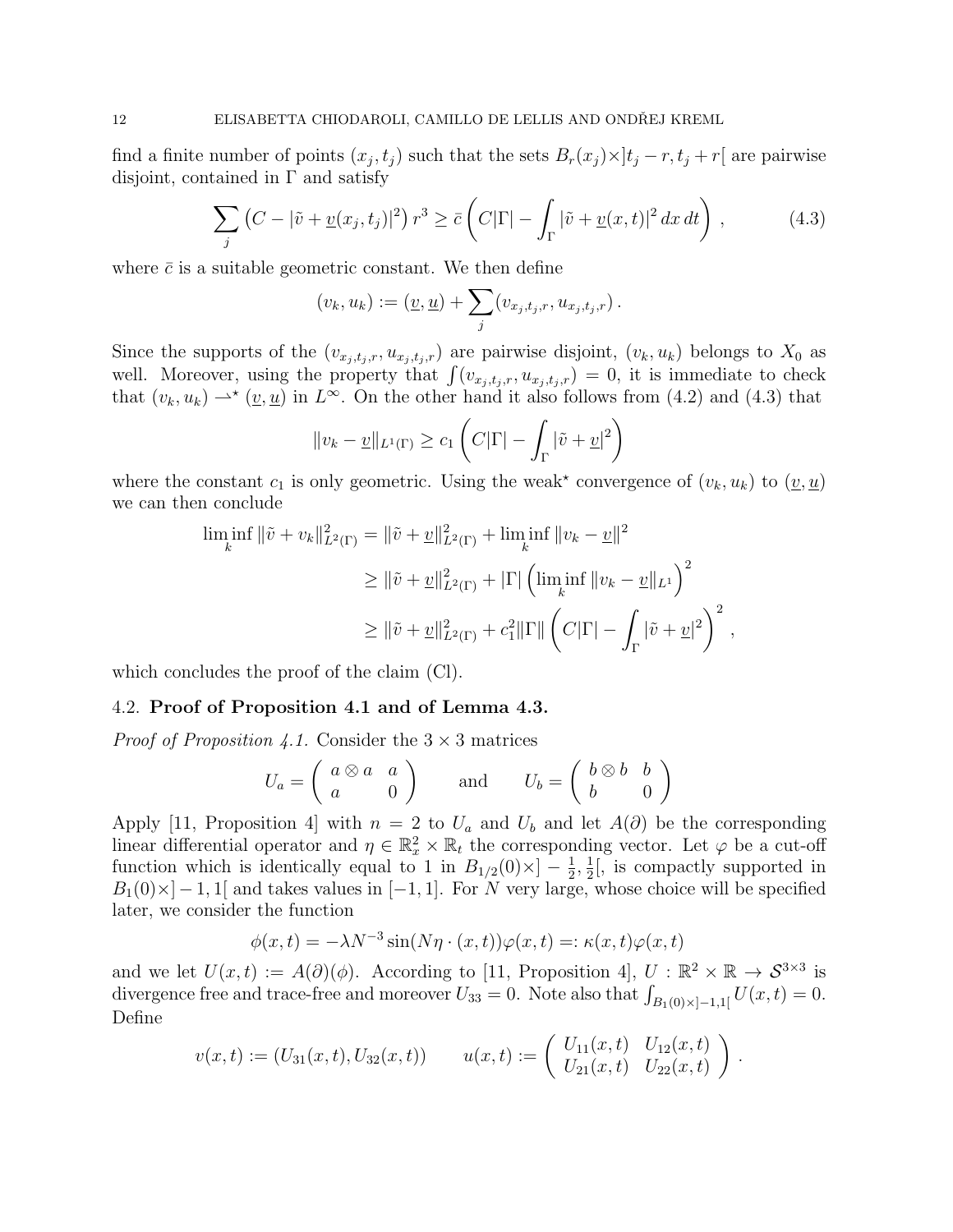find a finite number of points $(x_j, t_j)$ such that the sets $B_r(x_j)\times ]t_j - r, t_j + r[$ are pairwise disjoint, contained in $\Gamma$ and satisfy

$$\sum_j \left(C - |\tilde{v} + \underline{v}(x_j, t_j)|^2\right) r^3 \geq \bar{c} \left(C|\Gamma| - \int_\Gamma |\tilde{v} + \underline{v}(x,t)|^2 \, dx\, dt\right) , \tag{4.3}$$

where $\bar{c}$ is a suitable geometric constant. We then define

$$(v_k, u_k) := (\underline{v}, \underline{u}) + \sum_j (v_{x_j,t_j,r}, u_{x_j,t_j,r}) .$$

Since the supports of the $(v_{x_j,t_j,r}, u_{x_j,t_j,r})$ are pairwise disjoint, $(v_k, u_k)$ belongs to $X_0$ as well. Moreover, using the property that $\int (v_{x_j,t_j,r}, u_{x_j,t_j,r}) = 0$, it is immediate to check that $(v_k, u_k) \rightharpoonup^\star (\underline{v}, \underline{u})$ in $L^\infty$. On the other hand it also follows from (4.2) and (4.3) that

$$\|v_k - \underline{v}\|_{L^1(\Gamma)} \geq c_1 \left(C|\Gamma| - \int_\Gamma |\tilde{v} + \underline{v}|^2\right)$$

where the constant $c_1$ is only geometric. Using the weak$^\star$ convergence of $(v_k, u_k)$ to $(\underline{v}, \underline{u})$ we can then conclude

$$\begin{aligned}
\liminf_k \|\tilde{v} + v_k\|^2_{L^2(\Gamma)} &= \|\tilde{v} + \underline{v}\|^2_{L^2(\Gamma)} + \liminf_k \|v_k - \underline{v}\|^2 \\
&\geq \|\tilde{v} + \underline{v}\|^2_{L^2(\Gamma)} + |\Gamma| \left(\liminf_k \|v_k - \underline{v}\|_{L^1}\right)^2 \\
&\geq \|\tilde{v} + \underline{v}\|^2_{L^2(\Gamma)} + c_1^2 \|\Gamma\| \left(C|\Gamma| - \int_\Gamma |\tilde{v} + \underline{v}|^2\right)^2 ,
\end{aligned}$$

which concludes the proof of the claim (Cl).

## 4.2. **Proof of Proposition 4.1 and of Lemma 4.3.**

*Proof of Proposition 4.1.* Consider the $3 \times 3$ matrices

$$U_a = \begin{pmatrix} a \otimes a & a \\ a & 0 \end{pmatrix} \qquad \text{and} \qquad U_b = \begin{pmatrix} b \otimes b & b \\ b & 0 \end{pmatrix}$$

Apply [11, Proposition 4] with $n = 2$ to $U_a$ and $U_b$ and let $A(\partial)$ be the corresponding linear differential operator and $\eta \in \mathbb{R}^2_x \times \mathbb{R}_t$ the corresponding vector. Let $\varphi$ be a cut-off function which is identically equal to 1 in $B_{1/2}(0)\times ]-\frac{1}{2}, \frac{1}{2}[$, is compactly supported in $B_1(0)\times ]-1, 1[$ and takes values in $[-1, 1]$. For $N$ very large, whose choice will be specified later, we consider the function

$$\phi(x,t) = -\lambda N^{-3} \sin(N\eta \cdot (x,t))\varphi(x,t) =: \kappa(x,t)\varphi(x,t)$$

and we let $U(x,t) := A(\partial)(\phi)$. According to [11, Proposition 4], $U : \mathbb{R}^2 \times \mathbb{R} \to \mathcal{S}^{3\times 3}$ is divergence free and trace-free and moreover $U_{33} = 0$. Note also that $\int_{B_1(0)\times ]-1,1[} U(x,t) = 0$. Define

$$v(x,t) := (U_{31}(x,t), U_{32}(x,t)) \qquad u(x,t) := \begin{pmatrix} U_{11}(x,t) & U_{12}(x,t) \\ U_{21}(x,t) & U_{22}(x,t) \end{pmatrix} .$$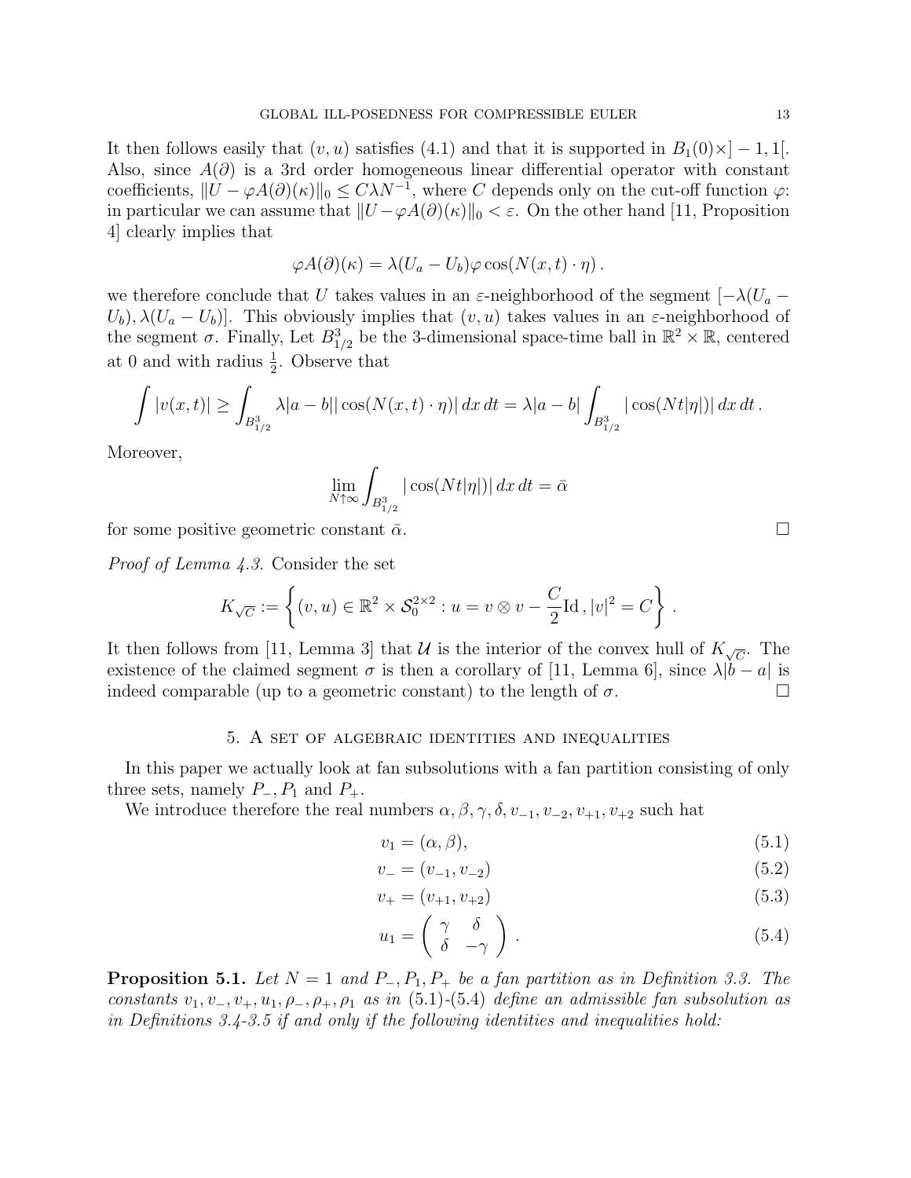It then follows easily that $(v, u)$ satisfies (4.1) and that it is supported in $B_1(0)\times]-1,1[$. Also, since $A(\partial)$ is a 3rd order homogeneous linear differential operator with constant coefficients, $\|U - \varphi A(\partial)(\kappa)\|_0 \leq C\lambda N^{-1}$, where $C$ depends only on the cut-off function $\varphi$: in particular we can assume that $\|U - \varphi A(\partial)(\kappa)\|_0 < \varepsilon$. On the other hand [11, Proposition 4] clearly implies that

$$\varphi A(\partial)(\kappa) = \lambda(U_a - U_b)\varphi \cos(N(x,t)\cdot \eta)\,.$$

we therefore conclude that $U$ takes values in an $\varepsilon$-neighborhood of the segment $[-\lambda(U_a - U_b), \lambda(U_a - U_b)]$. This obviously implies that $(v, u)$ takes values in an $\varepsilon$-neighborhood of the segment $\sigma$. Finally, Let $B^3_{1/2}$ be the 3-dimensional space-time ball in $\mathbb{R}^2 \times \mathbb{R}$, centered at 0 and with radius $\frac{1}{2}$. Observe that

$$\int |v(x,t)| \geq \int_{B^3_{1/2}} \lambda |a-b| |\cos(N(x,t)\cdot\eta)|\, dx\, dt = \lambda|a-b| \int_{B^3_{1/2}} |\cos(Nt|\eta|)|\, dx\, dt\,.$$

Moreover,

$$\lim_{N\uparrow\infty} \int_{B^3_{1/2}} |\cos(Nt|\eta|)|\, dx\, dt = \bar{\alpha}$$

for some positive geometric constant $\bar{\alpha}$. □

*Proof of Lemma 4.3.* Consider the set

$$K_{\sqrt{C}} := \left\{ (v,u) \in \mathbb{R}^2 \times \mathcal{S}^{2\times 2}_0 : u = v \otimes v - \frac{C}{2}\mathrm{Id}\,, |v|^2 = C \right\}.$$

It then follows from [11, Lemma 3] that $\mathcal{U}$ is the interior of the convex hull of $K_{\sqrt{C}}$. The existence of the claimed segment $\sigma$ is then a corollary of [11, Lemma 6], since $\lambda|b-a|$ is indeed comparable (up to a geometric constant) to the length of $\sigma$. □

## 5. A set of algebraic identities and inequalities

In this paper we actually look at fan subsolutions with a fan partition consisting of only three sets, namely $P_-$, $P_1$ and $P_+$.

We introduce therefore the real numbers $\alpha, \beta, \gamma, \delta, v_{-1}, v_{-2}, v_{+1}, v_{+2}$ such hat

$$v_1 = (\alpha, \beta), \tag{5.1}$$

$$v_- = (v_{-1}, v_{-2}) \tag{5.2}$$

$$v_+ = (v_{+1}, v_{+2}) \tag{5.3}$$

$$u_1 = \begin{pmatrix} \gamma & \delta \\ \delta & -\gamma \end{pmatrix}. \tag{5.4}$$

**Proposition 5.1.** *Let $N = 1$ and $P_-, P_1, P_+$ be a fan partition as in Definition 3.3. The constants $v_1, v_-, v_+, u_1, \rho_-, \rho_+, \rho_1$ as in (5.1)-(5.4) define an admissible fan subsolution as in Definitions 3.4-3.5 if and only if the following identities and inequalities hold:*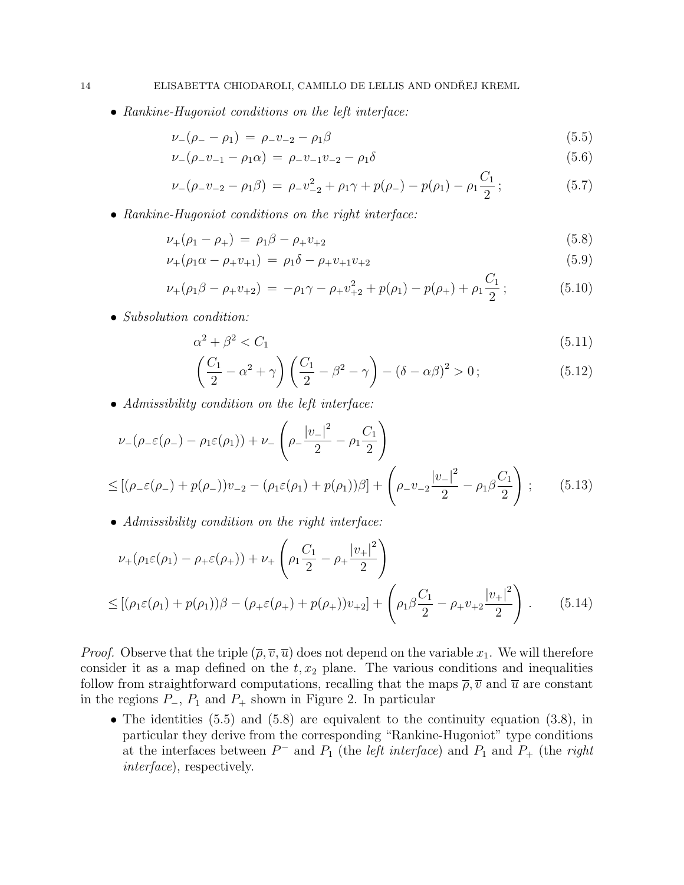- *Rankine-Hugoniot conditions on the left interface:*

$$\nu_-(\rho_- - \rho_1) \;=\; \rho_- v_{-2} - \rho_1 \beta \tag{5.5}$$

$$\nu_-(\rho_- v_{-1} - \rho_1 \alpha) \;=\; \rho_- v_{-1} v_{-2} - \rho_1 \delta \tag{5.6}$$

$$\nu_-(\rho_- v_{-2} - \rho_1 \beta) \;=\; \rho_- v_{-2}^2 + \rho_1 \gamma + p(\rho_-) - p(\rho_1) - \rho_1 \frac{C_1}{2}\,; \tag{5.7}$$

- *Rankine-Hugoniot conditions on the right interface:*

$$\nu_+(\rho_1 - \rho_+) \;=\; \rho_1 \beta - \rho_+ v_{+2} \tag{5.8}$$

$$\nu_+(\rho_1 \alpha - \rho_+ v_{+1}) \;=\; \rho_1 \delta - \rho_+ v_{+1} v_{+2} \tag{5.9}$$

$$\nu_+(\rho_1 \beta - \rho_+ v_{+2}) \;=\; -\rho_1 \gamma - \rho_+ v_{+2}^2 + p(\rho_1) - p(\rho_+) + \rho_1 \frac{C_1}{2}\,; \tag{5.10}$$

- *Subsolution condition:*

$$\alpha^2 + \beta^2 < C_1 \tag{5.11}$$

$$\left(\frac{C_1}{2} - \alpha^2 + \gamma\right)\left(\frac{C_1}{2} - \beta^2 - \gamma\right) - (\delta - \alpha\beta)^2 > 0\,; \tag{5.12}$$

- *Admissibility condition on the left interface:*

$$\begin{aligned}
&\nu_-(\rho_- \varepsilon(\rho_-) - \rho_1 \varepsilon(\rho_1)) + \nu_- \left(\rho_- \frac{|v_-|^2}{2} - \rho_1 \frac{C_1}{2}\right) \\
&\le \left[(\rho_- \varepsilon(\rho_-) + p(\rho_-)) v_{-2} - (\rho_1 \varepsilon(\rho_1) + p(\rho_1))\beta\right] + \left(\rho_- v_{-2} \frac{|v_-|^2}{2} - \rho_1 \beta \frac{C_1}{2}\right)\,;
\end{aligned} \tag{5.13}$$

- *Admissibility condition on the right interface:*

$$\begin{aligned}
&\nu_+(\rho_1 \varepsilon(\rho_1) - \rho_+ \varepsilon(\rho_+)) + \nu_+ \left(\rho_1 \frac{C_1}{2} - \rho_+ \frac{|v_+|^2}{2}\right) \\
&\le \left[(\rho_1 \varepsilon(\rho_1) + p(\rho_1))\beta - (\rho_+ \varepsilon(\rho_+) + p(\rho_+)) v_{+2}\right] + \left(\rho_1 \beta \frac{C_1}{2} - \rho_+ v_{+2} \frac{|v_+|^2}{2}\right)\,.
\end{aligned} \tag{5.14}$$

*Proof.* Observe that the triple $(\overline{\rho}, \overline{v}, \overline{u})$ does not depend on the variable $x_1$. We will therefore consider it as a map defined on the $t, x_2$ plane. The various conditions and inequalities follow from straightforward computations, recalling that the maps $\overline{\rho}, \overline{v}$ and $\overline{u}$ are constant in the regions $P_-$, $P_1$ and $P_+$ shown in Figure 2. In particular

- The identities (5.5) and (5.8) are equivalent to the continuity equation (3.8), in particular they derive from the corresponding "Rankine-Hugoniot" type conditions at the interfaces between $P^-$ and $P_1$ (the *left interface*) and $P_1$ and $P_+$ (the *right interface*), respectively.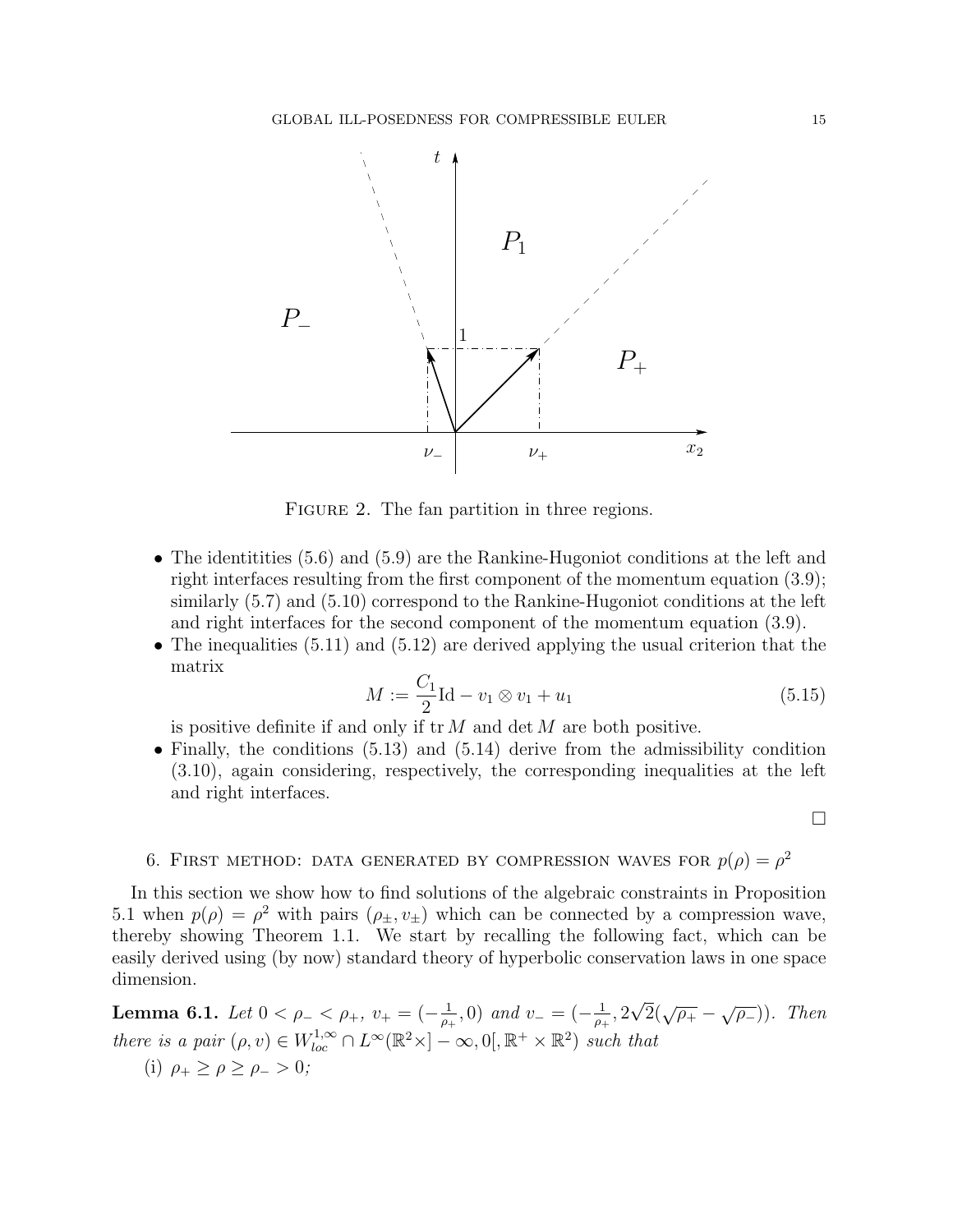FIGURE 2. The fan partition in three regions.

- The identitities (5.6) and (5.9) are the Rankine-Hugoniot conditions at the left and right interfaces resulting from the first component of the momentum equation (3.9); similarly (5.7) and (5.10) correspond to the Rankine-Hugoniot conditions at the left and right interfaces for the second component of the momentum equation (3.9).
- The inequalities (5.11) and (5.12) are derived applying the usual criterion that the matrix

$$M := \frac{C_1}{2}\mathrm{Id} - v_1 \otimes v_1 + u_1 \tag{5.15}$$

  is positive definite if and only if $\operatorname{tr} M$ and $\det M$ are both positive.
- Finally, the conditions (5.13) and (5.14) derive from the admissibility condition (3.10), again considering, respectively, the corresponding inequalities at the left and right interfaces.

□

## 6. First method: data generated by compression waves for $p(\rho) = \rho^2$

In this section we show how to find solutions of the algebraic constraints in Proposition 5.1 when $p(\rho) = \rho^2$ with pairs $(\rho_\pm, v_\pm)$ which can be connected by a compression wave, thereby showing Theorem 1.1. We start by recalling the following fact, which can be easily derived using (by now) standard theory of hyperbolic conservation laws in one space dimension.

**Lemma 6.1.** *Let $0 < \rho_- < \rho_+$, $v_+ = (-\frac{1}{\rho_+}, 0)$ and $v_- = (-\frac{1}{\rho_+}, 2\sqrt{2}(\sqrt{\rho_+} - \sqrt{\rho_-}))$. Then there is a pair $(\rho, v) \in W^{1,\infty}_{loc} \cap L^\infty(\mathbb{R}^2 \times ] - \infty, 0[, \mathbb{R}^+ \times \mathbb{R}^2)$ such that*

(i) $\rho_+ \geq \rho \geq \rho_- > 0$;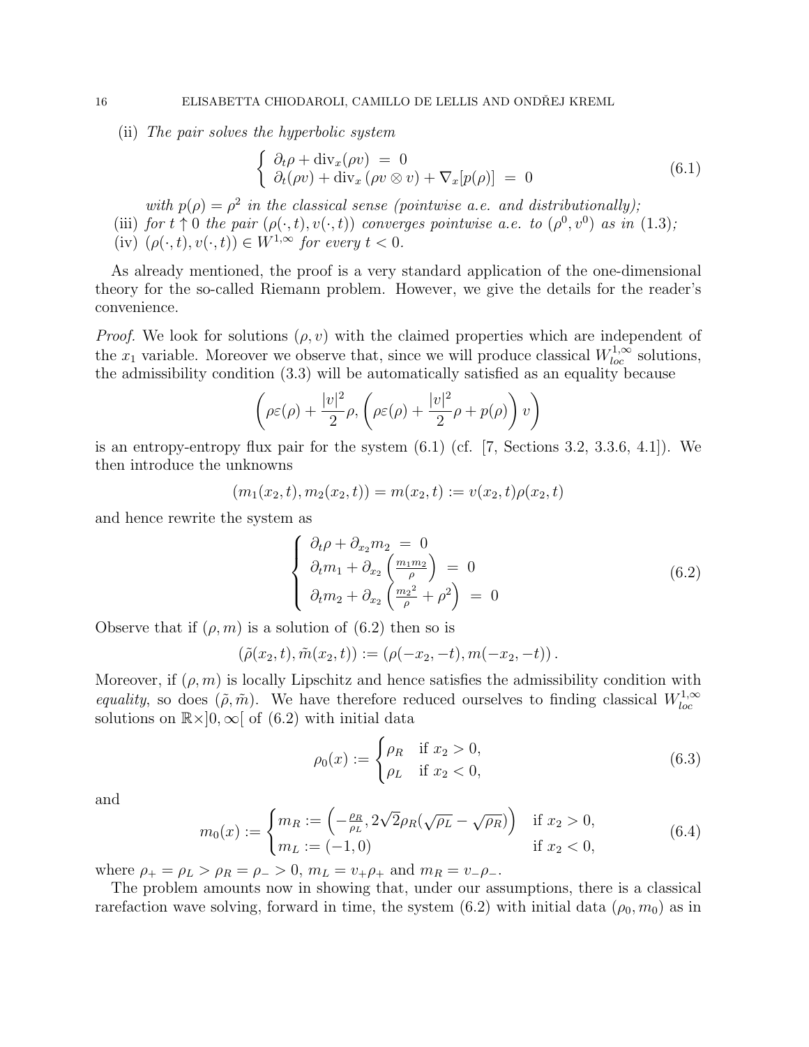(ii) *The pair solves the hyperbolic system*

$$\left\{\begin{array}{l}\partial_t \rho + \mathrm{div}_x(\rho v) \;=\; 0\\ \partial_t(\rho v) + \mathrm{div}_x\left(\rho v \otimes v\right) + \nabla_x[p(\rho)] \;=\; 0\end{array}\right. \tag{6.1}$$

*with $p(\rho) = \rho^2$ in the classical sense (pointwise a.e. and distributionally);*

(iii) *for $t \uparrow 0$ the pair $(\rho(\cdot,t), v(\cdot,t))$ converges pointwise a.e. to $(\rho^0, v^0)$ as in (1.3);*

(iv) *$(\rho(\cdot,t), v(\cdot,t)) \in W^{1,\infty}$ for every $t<0$.*

As already mentioned, the proof is a very standard application of the one-dimensional theory for the so-called Riemann problem. However, we give the details for the reader's convenience.

*Proof.* We look for solutions $(\rho, v)$ with the claimed properties which are independent of the $x_1$ variable. Moreover we observe that, since we will produce classical $W^{1,\infty}_{loc}$ solutions, the admissibility condition (3.3) will be automatically satisfied as an equality because

$$\left(\rho\varepsilon(\rho) + \frac{|v|^2}{2}\rho, \left(\rho\varepsilon(\rho) + \frac{|v|^2}{2}\rho + p(\rho)\right) v\right)$$

is an entropy-entropy flux pair for the system (6.1) (cf. [7, Sections 3.2, 3.3.6, 4.1]). We then introduce the unknowns

$$(m_1(x_2,t), m_2(x_2,t)) = m(x_2,t) := v(x_2,t)\rho(x_2,t)$$

and hence rewrite the system as

$$\left\{\begin{array}{l}\partial_t \rho + \partial_{x_2} m_2 \;=\; 0\\ \partial_t m_1 + \partial_{x_2}\left(\frac{m_1 m_2}{\rho}\right) \;=\; 0\\ \partial_t m_2 + \partial_{x_2}\left(\frac{{m_2}^2}{\rho} + \rho^2\right) \;=\; 0\end{array}\right. \tag{6.2}$$

Observe that if $(\rho, m)$ is a solution of (6.2) then so is

$$(\tilde{\rho}(x_2,t), \tilde{m}(x_2,t)) := (\rho(-x_2,-t), m(-x_2,-t))\,.$$

Moreover, if $(\rho, m)$ is locally Lipschitz and hence satisfies the admissibility condition with *equality*, so does $(\tilde{\rho}, \tilde{m})$. We have therefore reduced ourselves to finding classical $W^{1,\infty}_{loc}$ solutions on $\mathbb{R}\times]0,\infty[$ of (6.2) with initial data

$$\rho_0(x) := \begin{cases}\rho_R & \text{if } x_2 > 0,\\ \rho_L & \text{if } x_2 < 0,\end{cases} \tag{6.3}$$

and

$$m_0(x) := \begin{cases} m_R := \left(-\frac{\rho_R}{\rho_L}, 2\sqrt{2}\rho_R(\sqrt{\rho_L} - \sqrt{\rho_R})\right) & \text{if } x_2 > 0,\\ m_L := (-1, 0) & \text{if } x_2 < 0,\end{cases} \tag{6.4}$$

where $\rho_+ = \rho_L > \rho_R = \rho_- > 0$, $m_L = v_+\rho_+$ and $m_R = v_-\rho_-$.

The problem amounts now in showing that, under our assumptions, there is a classical rarefaction wave solving, forward in time, the system (6.2) with initial data $(\rho_0, m_0)$ as in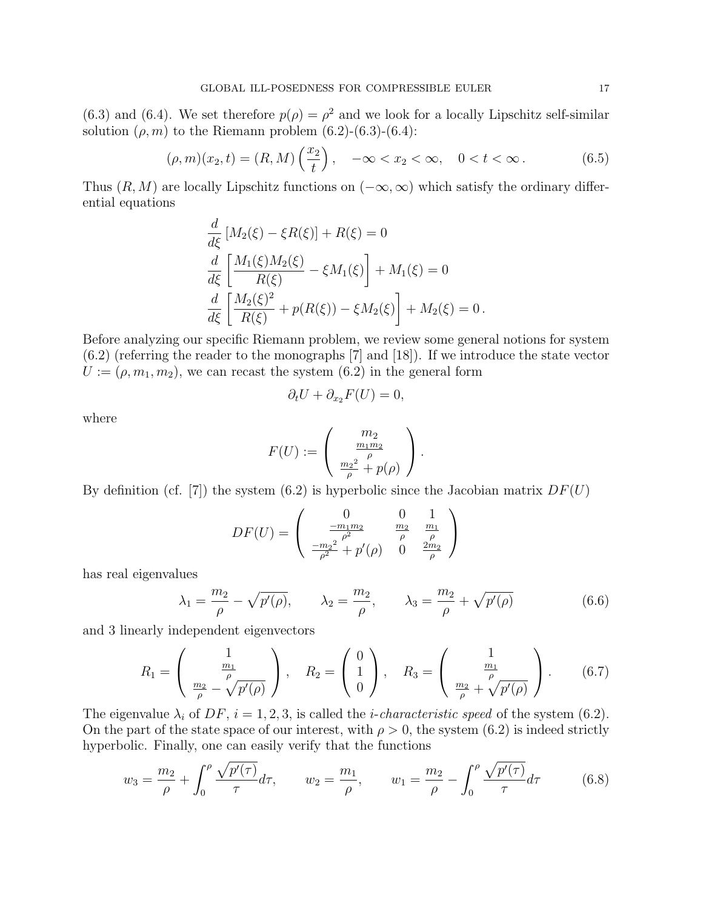(6.3) and (6.4). We set therefore $p(\rho) = \rho^2$ and we look for a locally Lipschitz self-similar solution $(\rho, m)$ to the Riemann problem (6.2)-(6.3)-(6.4):

$$(\rho, m)(x_2, t) = (R, M)\left(\frac{x_2}{t}\right), \quad -\infty < x_2 < \infty, \quad 0 < t < \infty \,. \tag{6.5}$$

Thus $(R, M)$ are locally Lipschitz functions on $(-\infty, \infty)$ which satisfy the ordinary differential equations

$$\begin{aligned}
&\frac{d}{d\xi}\left[M_2(\xi) - \xi R(\xi)\right] + R(\xi) = 0 \\
&\frac{d}{d\xi}\left[\frac{M_1(\xi) M_2(\xi)}{R(\xi)} - \xi M_1(\xi)\right] + M_1(\xi) = 0 \\
&\frac{d}{d\xi}\left[\frac{M_2(\xi)^2}{R(\xi)} + p(R(\xi)) - \xi M_2(\xi)\right] + M_2(\xi) = 0 \,.
\end{aligned}$$

Before analyzing our specific Riemann problem, we review some general notions for system (6.2) (referring the reader to the monographs [7] and [18]). If we introduce the state vector $U := (\rho, m_1, m_2)$, we can recast the system (6.2) in the general form

$$\partial_t U + \partial_{x_2} F(U) = 0,$$

where

$$F(U) := \begin{pmatrix} m_2 \\ \frac{m_1 m_2}{\rho} \\ \frac{{m_2}^2}{\rho} + p(\rho) \end{pmatrix}.$$

By definition (cf. [7]) the system (6.2) is hyperbolic since the Jacobian matrix $DF(U)$

$$DF(U) = \begin{pmatrix} 0 & 0 & 1 \\ \frac{-m_1 m_2}{\rho^2} & \frac{m_2}{\rho} & \frac{m_1}{\rho} \\ \frac{-{m_2}^2}{\rho^2} + p'(\rho) & 0 & \frac{2 m_2}{\rho} \end{pmatrix}$$

has real eigenvalues

$$\lambda_1 = \frac{m_2}{\rho} - \sqrt{p'(\rho)}, \qquad \lambda_2 = \frac{m_2}{\rho}, \qquad \lambda_3 = \frac{m_2}{\rho} + \sqrt{p'(\rho)} \tag{6.6}$$

and 3 linearly independent eigenvectors

$$R_1 = \begin{pmatrix} 1 \\ \frac{m_1}{\rho} \\ \frac{m_2}{\rho} - \sqrt{p'(\rho)} \end{pmatrix}, \quad R_2 = \begin{pmatrix} 0 \\ 1 \\ 0 \end{pmatrix}, \quad R_3 = \begin{pmatrix} 1 \\ \frac{m_1}{\rho} \\ \frac{m_2}{\rho} + \sqrt{p'(\rho)} \end{pmatrix}. \tag{6.7}$$

The eigenvalue $\lambda_i$ of $DF$, $i = 1, 2, 3$, is called the *i-characteristic speed* of the system (6.2). On the part of the state space of our interest, with $\rho > 0$, the system (6.2) is indeed strictly hyperbolic. Finally, one can easily verify that the functions

$$w_3 = \frac{m_2}{\rho} + \int_0^\rho \frac{\sqrt{p'(\tau)}}{\tau} d\tau, \qquad w_2 = \frac{m_1}{\rho}, \qquad w_1 = \frac{m_2}{\rho} - \int_0^\rho \frac{\sqrt{p'(\tau)}}{\tau} d\tau \tag{6.8}$$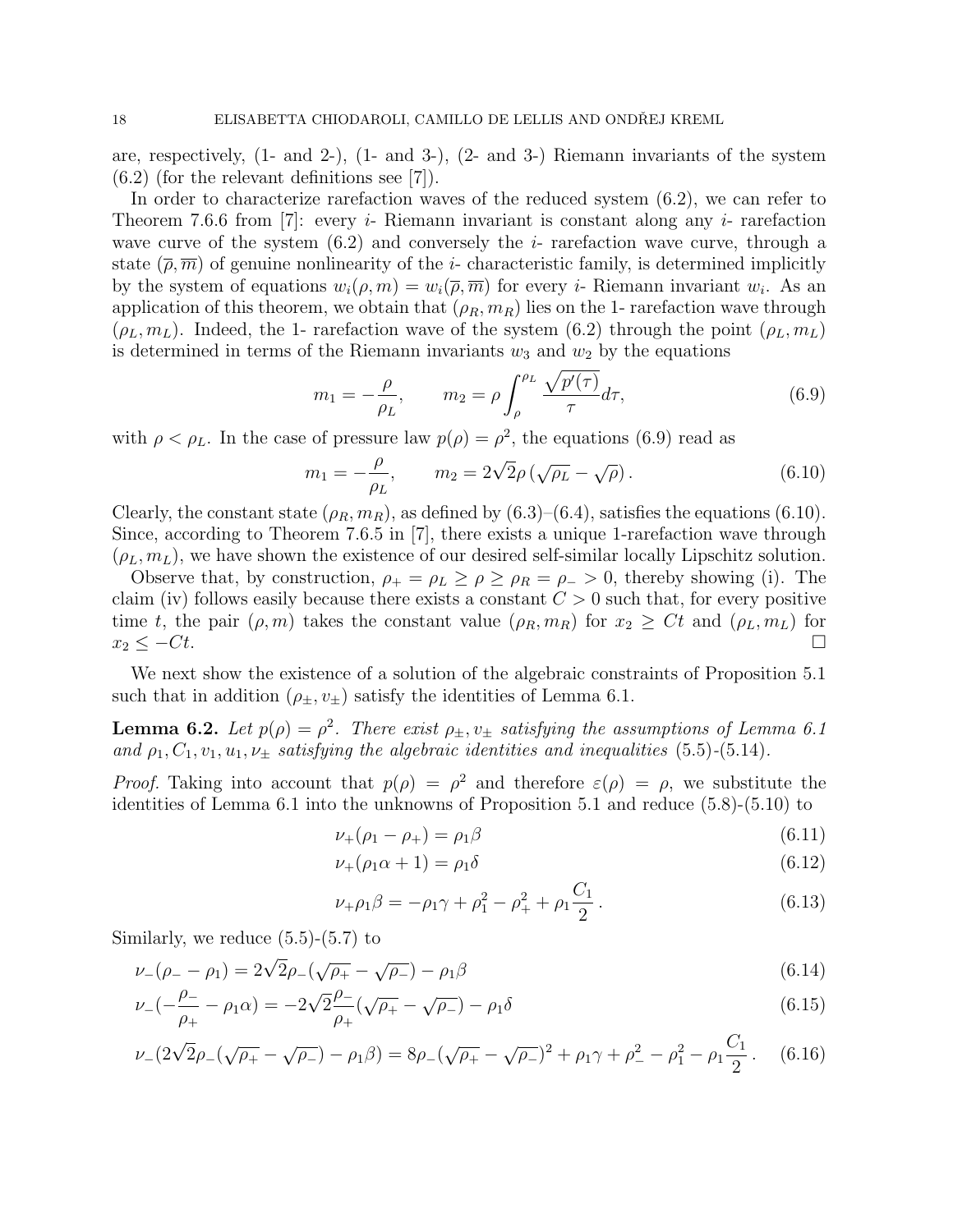are, respectively, (1- and 2-), (1- and 3-), (2- and 3-) Riemann invariants of the system (6.2) (for the relevant definitions see [7]).

In order to characterize rarefaction waves of the reduced system (6.2), we can refer to Theorem 7.6.6 from [7]: every $i$- Riemann invariant is constant along any $i$- rarefaction wave curve of the system (6.2) and conversely the $i$- rarefaction wave curve, through a state $(\overline{\rho}, \overline{m})$ of genuine nonlinearity of the $i$- characteristic family, is determined implicitly by the system of equations $w_i(\rho, m) = w_i(\overline{\rho}, \overline{m})$ for every $i$- Riemann invariant $w_i$. As an application of this theorem, we obtain that $(\rho_R, m_R)$ lies on the 1- rarefaction wave through $(\rho_L, m_L)$. Indeed, the 1- rarefaction wave of the system (6.2) through the point $(\rho_L, m_L)$ is determined in terms of the Riemann invariants $w_3$ and $w_2$ by the equations

$$m_1 = -\frac{\rho}{\rho_L}, \qquad m_2 = \rho \int_{\rho}^{\rho_L} \frac{\sqrt{p'(\tau)}}{\tau} d\tau, \tag{6.9}$$

with $\rho < \rho_L$. In the case of pressure law $p(\rho) = \rho^2$, the equations (6.9) read as

$$m_1 = -\frac{\rho}{\rho_L}, \qquad m_2 = 2\sqrt{2}\rho \left(\sqrt{\rho_L} - \sqrt{\rho}\right). \tag{6.10}$$

Clearly, the constant state $(\rho_R, m_R)$, as defined by (6.3)–(6.4), satisfies the equations (6.10). Since, according to Theorem 7.6.5 in [7], there exists a unique 1-rarefaction wave through $(\rho_L, m_L)$, we have shown the existence of our desired self-similar locally Lipschitz solution.

Observe that, by construction, $\rho_+ = \rho_L \geq \rho \geq \rho_R = \rho_- > 0$, thereby showing (i). The claim (iv) follows easily because there exists a constant $C > 0$ such that, for every positive time $t$, the pair $(\rho, m)$ takes the constant value $(\rho_R, m_R)$ for $x_2 \geq Ct$ and $(\rho_L, m_L)$ for $x_2 \leq -Ct$. $\square$

We next show the existence of a solution of the algebraic constraints of Proposition 5.1 such that in addition $(\rho_\pm, v_\pm)$ satisfy the identities of Lemma 6.1.

**Lemma 6.2.** *Let $p(\rho) = \rho^2$. There exist $\rho_\pm, v_\pm$ satisfying the assumptions of Lemma 6.1 and $\rho_1, C_1, v_1, u_1, \nu_\pm$ satisfying the algebraic identities and inequalities* (5.5)-(5.14).

*Proof.* Taking into account that $p(\rho) = \rho^2$ and therefore $\varepsilon(\rho) = \rho$, we substitute the identities of Lemma 6.1 into the unknowns of Proposition 5.1 and reduce (5.8)-(5.10) to

$$\nu_+(\rho_1 - \rho_+) = \rho_1 \beta \tag{6.11}$$

$$\nu_+(\rho_1 \alpha + 1) = \rho_1 \delta \tag{6.12}$$

$$\nu_+ \rho_1 \beta = -\rho_1 \gamma + \rho_1^2 - \rho_+^2 + \rho_1 \frac{C_1}{2}. \tag{6.13}$$

Similarly, we reduce (5.5)-(5.7) to

$$\nu_-(\rho_- - \rho_1) = 2\sqrt{2}\rho_-(\sqrt{\rho_+} - \sqrt{\rho_-}) - \rho_1 \beta \tag{6.14}$$

$$\nu_-\left(-\frac{\rho_-}{\rho_+} - \rho_1 \alpha\right) = -2\sqrt{2}\frac{\rho_-}{\rho_+}(\sqrt{\rho_+} - \sqrt{\rho_-}) - \rho_1 \delta \tag{6.15}$$

$$\nu_-(2\sqrt{2}\rho_-(\sqrt{\rho_+} - \sqrt{\rho_-}) - \rho_1 \beta) = 8\rho_-(\sqrt{\rho_+} - \sqrt{\rho_-})^2 + \rho_1 \gamma + \rho_-^2 - \rho_1^2 - \rho_1 \frac{C_1}{2}. \tag{6.16}$$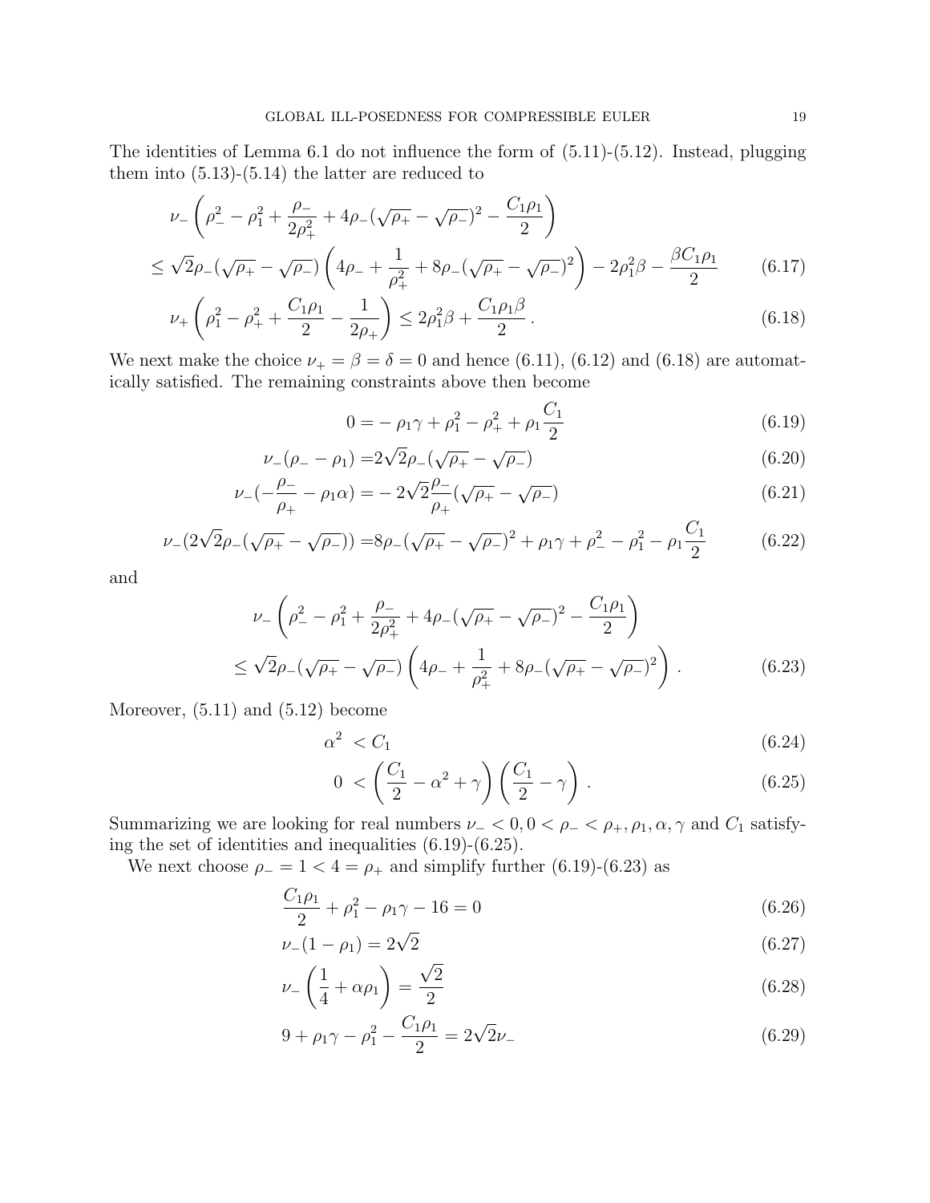The identities of Lemma 6.1 do not influence the form of (5.11)-(5.12). Instead, plugging them into (5.13)-(5.14) the latter are reduced to

$$
\begin{aligned}
&\nu_-\left(\rho_-^2-\rho_1^2+\frac{\rho_-}{2\rho_+^2}+4\rho_-(\sqrt{\rho_+}-\sqrt{\rho_-})^2-\frac{C_1\rho_1}{2}\right)\\
&\le \sqrt{2}\rho_-(\sqrt{\rho_+}-\sqrt{\rho_-})\left(4\rho_-+\frac{1}{\rho_+^2}+8\rho_-(\sqrt{\rho_+}-\sqrt{\rho_-})^2\right)-2\rho_1^2\beta-\frac{\beta C_1\rho_1}{2}
\end{aligned}
\tag{6.17}
$$

$$
\nu_+\left(\rho_1^2-\rho_+^2+\frac{C_1\rho_1}{2}-\frac{1}{2\rho_+}\right)\le 2\rho_1^2\beta+\frac{C_1\rho_1\beta}{2}\,. \tag{6.18}
$$

We next make the choice $\nu_+=\beta=\delta=0$ and hence (6.11), (6.12) and (6.18) are automatically satisfied. The remaining constraints above then become

$$
0=-\rho_1\gamma+\rho_1^2-\rho_+^2+\rho_1\frac{C_1}{2} \tag{6.19}
$$

$$
\nu_-(\rho_--\rho_1)=2\sqrt{2}\rho_-(\sqrt{\rho_+}-\sqrt{\rho_-}) \tag{6.20}
$$

$$
\nu_-\left(-\frac{\rho_-}{\rho_+}-\rho_1\alpha\right)=-2\sqrt{2}\frac{\rho_-}{\rho_+}(\sqrt{\rho_+}-\sqrt{\rho_-}) \tag{6.21}
$$

$$
\nu_-(2\sqrt{2}\rho_-(\sqrt{\rho_+}-\sqrt{\rho_-}))=8\rho_-(\sqrt{\rho_+}-\sqrt{\rho_-})^2+\rho_1\gamma+\rho_-^2-\rho_1^2-\rho_1\frac{C_1}{2} \tag{6.22}
$$

and

$$
\begin{aligned}
&\nu_-\left(\rho_-^2-\rho_1^2+\frac{\rho_-}{2\rho_+^2}+4\rho_-(\sqrt{\rho_+}-\sqrt{\rho_-})^2-\frac{C_1\rho_1}{2}\right)\\
&\le \sqrt{2}\rho_-(\sqrt{\rho_+}-\sqrt{\rho_-})\left(4\rho_-+\frac{1}{\rho_+^2}+8\rho_-(\sqrt{\rho_+}-\sqrt{\rho_-})^2\right)\,.
\end{aligned}
\tag{6.23}
$$

Moreover, (5.11) and (5.12) become

$$
\alpha^2<C_1 \tag{6.24}
$$

$$
0<\left(\frac{C_1}{2}-\alpha^2+\gamma\right)\left(\frac{C_1}{2}-\gamma\right)\,. \tag{6.25}
$$

Summarizing we are looking for real numbers $\nu_-<0, 0<\rho_-<\rho_+, \rho_1, \alpha, \gamma$ and $C_1$ satisfying the set of identities and inequalities (6.19)-(6.25).

We next choose $\rho_-=1<4=\rho_+$ and simplify further (6.19)-(6.23) as

$$
\frac{C_1\rho_1}{2}+\rho_1^2-\rho_1\gamma-16=0 \tag{6.26}
$$

$$
\nu_-(1-\rho_1)=2\sqrt{2} \tag{6.27}
$$

$$
\nu_-\left(\frac{1}{4}+\alpha\rho_1\right)=\frac{\sqrt{2}}{2} \tag{6.28}
$$

$$
9+\rho_1\gamma-\rho_1^2-\frac{C_1\rho_1}{2}=2\sqrt{2}\nu_- \tag{6.29}
$$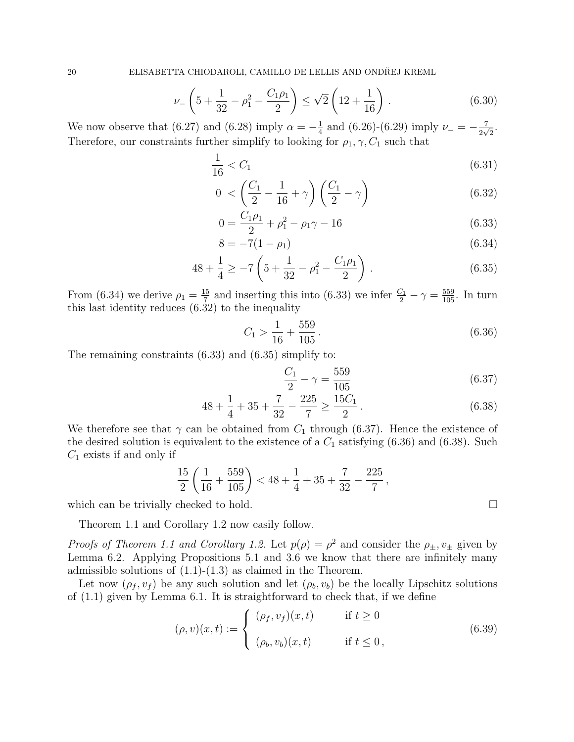$$\nu_- \left(5 + \frac{1}{32} - \rho_1^2 - \frac{C_1 \rho_1}{2}\right) \le \sqrt{2}\left(12 + \frac{1}{16}\right). \tag{6.30}$$

We now observe that (6.27) and (6.28) imply $\alpha = -\frac{1}{4}$ and (6.26)-(6.29) imply $\nu_- = -\frac{7}{2\sqrt{2}}$. Therefore, our constraints further simplify to looking for $\rho_1, \gamma, C_1$ such that

$$\frac{1}{16} < C_1 \tag{6.31}$$

$$0 < \left(\frac{C_1}{2} - \frac{1}{16} + \gamma\right)\left(\frac{C_1}{2} - \gamma\right) \tag{6.32}$$

$$0 = \frac{C_1 \rho_1}{2} + \rho_1^2 - \rho_1 \gamma - 16 \tag{6.33}$$

$$8 = -7(1 - \rho_1) \tag{6.34}$$

$$48 + \frac{1}{4} \ge -7\left(5 + \frac{1}{32} - \rho_1^2 - \frac{C_1 \rho_1}{2}\right). \tag{6.35}$$

From (6.34) we derive $\rho_1 = \frac{15}{7}$ and inserting this into (6.33) we infer $\frac{C_1}{2} - \gamma = \frac{559}{105}$. In turn this last identity reduces (6.32) to the inequality

$$C_1 > \frac{1}{16} + \frac{559}{105}. \tag{6.36}$$

The remaining constraints (6.33) and (6.35) simplify to:

$$\frac{C_1}{2} - \gamma = \frac{559}{105} \tag{6.37}$$

$$48 + \frac{1}{4} + 35 + \frac{7}{32} - \frac{225}{7} \ge \frac{15 C_1}{2}. \tag{6.38}$$

We therefore see that $\gamma$ can be obtained from $C_1$ through (6.37). Hence the existence of the desired solution is equivalent to the existence of a $C_1$ satisfying (6.36) and (6.38). Such $C_1$ exists if and only if

$$\frac{15}{2}\left(\frac{1}{16} + \frac{559}{105}\right) < 48 + \frac{1}{4} + 35 + \frac{7}{32} - \frac{225}{7},$$

which can be trivially checked to hold. $\square$

Theorem 1.1 and Corollary 1.2 now easily follow.

*Proofs of Theorem 1.1 and Corollary 1.2.* Let $p(\rho) = \rho^2$ and consider the $\rho_\pm, v_\pm$ given by Lemma 6.2. Applying Propositions 5.1 and 3.6 we know that there are infinitely many admissible solutions of (1.1)-(1.3) as claimed in the Theorem.

Let now $(\rho_f, v_f)$ be any such solution and let $(\rho_b, v_b)$ be the locally Lipschitz solutions of (1.1) given by Lemma 6.1. It is straightforward to check that, if we define

$$(\rho, v)(x,t) := \begin{cases} (\rho_f, v_f)(x,t) & \text{if } t \ge 0 \\ (\rho_b, v_b)(x,t) & \text{if } t \le 0, \end{cases} \tag{6.39}$$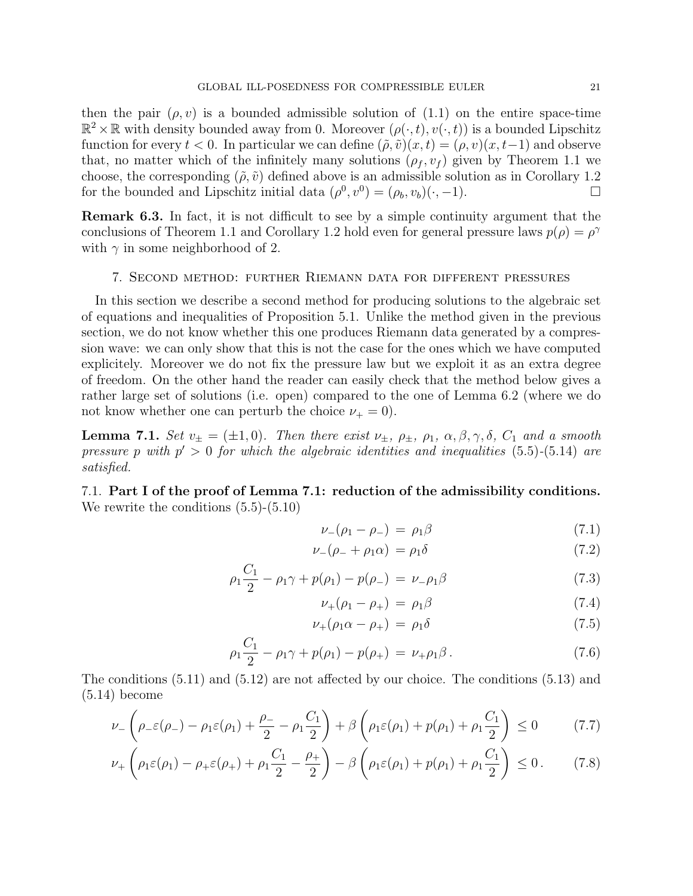then the pair $(\rho, v)$ is a bounded admissible solution of (1.1) on the entire space-time $\mathbb{R}^2 \times \mathbb{R}$ with density bounded away from 0. Moreover $(\rho(\cdot,t), v(\cdot,t))$ is a bounded Lipschitz function for every $t < 0$. In particular we can define $(\tilde{\rho}, \tilde{v})(x,t) = (\rho, v)(x, t-1)$ and observe that, no matter which of the infinitely many solutions $(\rho_f, v_f)$ given by Theorem 1.1 we choose, the corresponding $(\tilde{\rho}, \tilde{v})$ defined above is an admissible solution as in Corollary 1.2 for the bounded and Lipschitz initial data $(\rho^0, v^0) = (\rho_b, v_b)(\cdot, -1)$. □

**Remark 6.3.** In fact, it is not difficult to see by a simple continuity argument that the conclusions of Theorem 1.1 and Corollary 1.2 hold even for general pressure laws $p(\rho) = \rho^\gamma$ with $\gamma$ in some neighborhood of 2.

## 7. Second method: further Riemann data for different pressures

In this section we describe a second method for producing solutions to the algebraic set of equations and inequalities of Proposition 5.1. Unlike the method given in the previous section, we do not know whether this one produces Riemann data generated by a compression wave: we can only show that this is not the case for the ones which we have computed explicitely. Moreover we do not fix the pressure law but we exploit it as an extra degree of freedom. On the other hand the reader can easily check that the method below gives a rather large set of solutions (i.e. open) compared to the one of Lemma 6.2 (where we do not know whether one can perturb the choice $\nu_+ = 0$).

**Lemma 7.1.** *Set $v_\pm = (\pm 1, 0)$. Then there exist $\nu_\pm$, $\rho_\pm$, $\rho_1$, $\alpha, \beta, \gamma, \delta$, $C_1$ and a smooth pressure $p$ with $p' > 0$ for which the algebraic identities and inequalities* (5.5)-(5.14) *are satisfied.*

### 7.1. Part I of the proof of Lemma 7.1: reduction of the admissibility conditions.

We rewrite the conditions (5.5)-(5.10)

$$\nu_-(\rho_1 - \rho_-) = \rho_1 \beta \tag{7.1}$$

$$\nu_-(\rho_- + \rho_1 \alpha) = \rho_1 \delta \tag{7.2}$$

$$\rho_1 \frac{C_1}{2} - \rho_1 \gamma + p(\rho_1) - p(\rho_-) = \nu_- \rho_1 \beta \tag{7.3}$$

$$\nu_+(\rho_1 - \rho_+) = \rho_1 \beta \tag{7.4}$$

$$\nu_+(\rho_1 \alpha - \rho_+) = \rho_1 \delta \tag{7.5}$$

$$\rho_1 \frac{C_1}{2} - \rho_1 \gamma + p(\rho_1) - p(\rho_+) = \nu_+ \rho_1 \beta \, . \tag{7.6}$$

The conditions (5.11) and (5.12) are not affected by our choice. The conditions (5.13) and (5.14) become

$$\nu_- \left( \rho_- \varepsilon(\rho_-) - \rho_1 \varepsilon(\rho_1) + \frac{\rho_-}{2} - \rho_1 \frac{C_1}{2} \right) + \beta \left( \rho_1 \varepsilon(\rho_1) + p(\rho_1) + \rho_1 \frac{C_1}{2} \right) \leq 0 \tag{7.7}$$

$$\nu_+ \left( \rho_1 \varepsilon(\rho_1) - \rho_+ \varepsilon(\rho_+) + \rho_1 \frac{C_1}{2} - \frac{\rho_+}{2} \right) - \beta \left( \rho_1 \varepsilon(\rho_1) + p(\rho_1) + \rho_1 \frac{C_1}{2} \right) \leq 0 \, . \tag{7.8}$$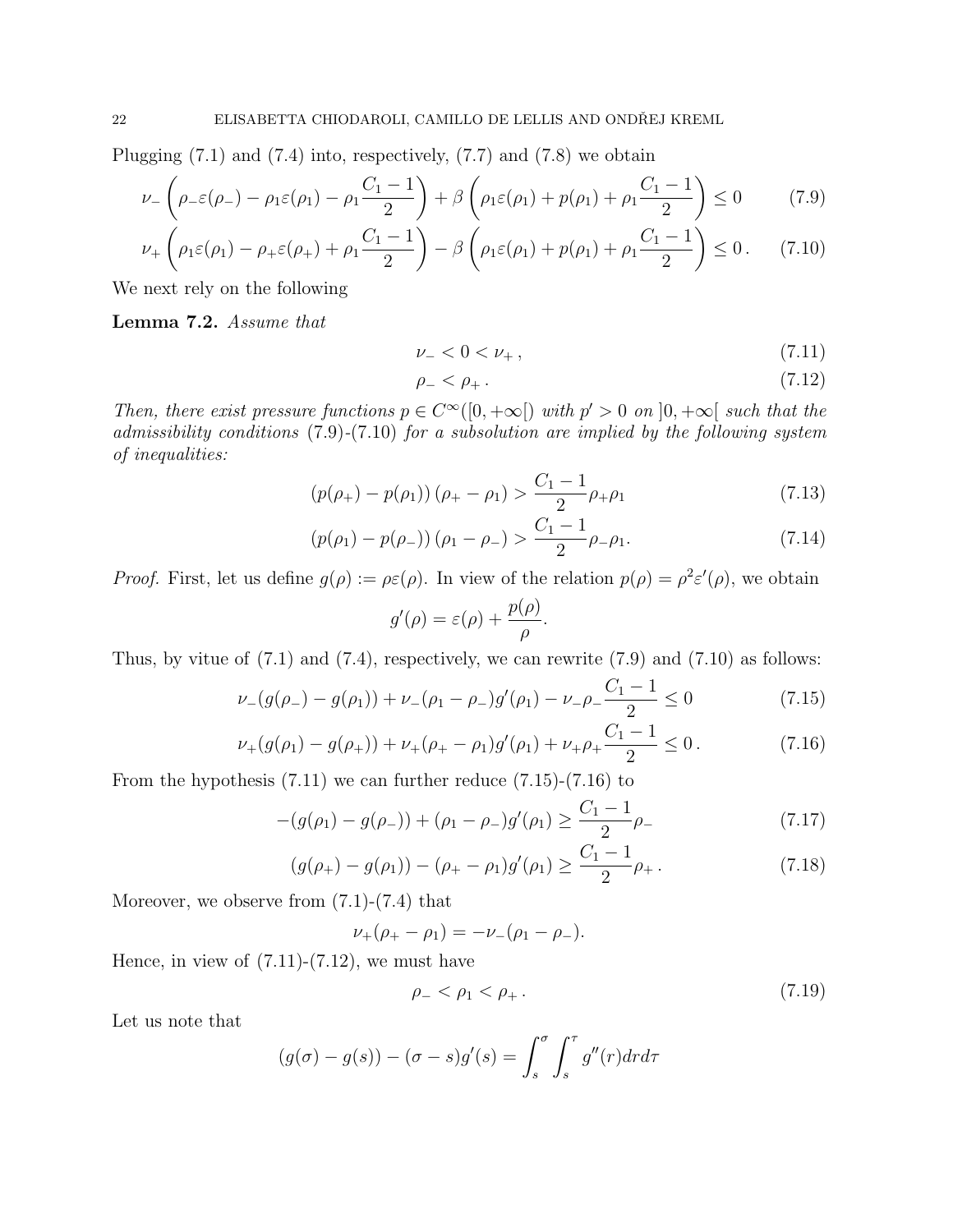Plugging (7.1) and (7.4) into, respectively, (7.7) and (7.8) we obtain

$$\nu_-\left(\rho_-\varepsilon(\rho_-) - \rho_1\varepsilon(\rho_1) - \rho_1\frac{C_1-1}{2}\right) + \beta\left(\rho_1\varepsilon(\rho_1) + p(\rho_1) + \rho_1\frac{C_1-1}{2}\right) \leq 0 \tag{7.9}$$

$$\nu_+\left(\rho_1\varepsilon(\rho_1) - \rho_+\varepsilon(\rho_+) + \rho_1\frac{C_1-1}{2}\right) - \beta\left(\rho_1\varepsilon(\rho_1) + p(\rho_1) + \rho_1\frac{C_1-1}{2}\right) \leq 0\,. \tag{7.10}$$

We next rely on the following

**Lemma 7.2.** *Assume that*

$$\nu_- < 0 < \nu_+\,, \tag{7.11}$$

$$\rho_- < \rho_+\,. \tag{7.12}$$

*Then, there exist pressure functions $p \in C^\infty([0,+\infty[)$ with $p' > 0$ on $]0,+\infty[$ such that the admissibility conditions (7.9)-(7.10) for a subsolution are implied by the following system of inequalities:*

$$\left(p(\rho_+) - p(\rho_1)\right)(\rho_+ - \rho_1) > \frac{C_1-1}{2}\rho_+\rho_1 \tag{7.13}$$

$$\left(p(\rho_1) - p(\rho_-)\right)(\rho_1 - \rho_-) > \frac{C_1-1}{2}\rho_-\rho_1. \tag{7.14}$$

*Proof.* First, let us define $g(\rho) := \rho\varepsilon(\rho)$. In view of the relation $p(\rho) = \rho^2\varepsilon'(\rho)$, we obtain

$$g'(\rho) = \varepsilon(\rho) + \frac{p(\rho)}{\rho}.$$

Thus, by vitue of (7.1) and (7.4), respectively, we can rewrite (7.9) and (7.10) as follows:

$$\nu_-(g(\rho_-) - g(\rho_1)) + \nu_-(\rho_1 - \rho_-)g'(\rho_1) - \nu_-\rho_-\frac{C_1-1}{2} \leq 0 \tag{7.15}$$

$$\nu_+(g(\rho_1) - g(\rho_+)) + \nu_+(\rho_+ - \rho_1)g'(\rho_1) + \nu_+\rho_+\frac{C_1-1}{2} \leq 0\,. \tag{7.16}$$

From the hypothesis (7.11) we can further reduce (7.15)-(7.16) to

$$-(g(\rho_1) - g(\rho_-)) + (\rho_1 - \rho_-)g'(\rho_1) \geq \frac{C_1-1}{2}\rho_- \tag{7.17}$$

$$(g(\rho_+) - g(\rho_1)) - (\rho_+ - \rho_1)g'(\rho_1) \geq \frac{C_1-1}{2}\rho_+\,. \tag{7.18}$$

Moreover, we observe from (7.1)-(7.4) that

$$\nu_+(\rho_+ - \rho_1) = -\nu_-(\rho_1 - \rho_-).$$

Hence, in view of (7.11)-(7.12), we must have

$$\rho_- < \rho_1 < \rho_+\,. \tag{7.19}$$

Let us note that

$$(g(\sigma) - g(s)) - (\sigma - s)g'(s) = \int_s^\sigma \int_s^\tau g''(r)\,dr\,d\tau$$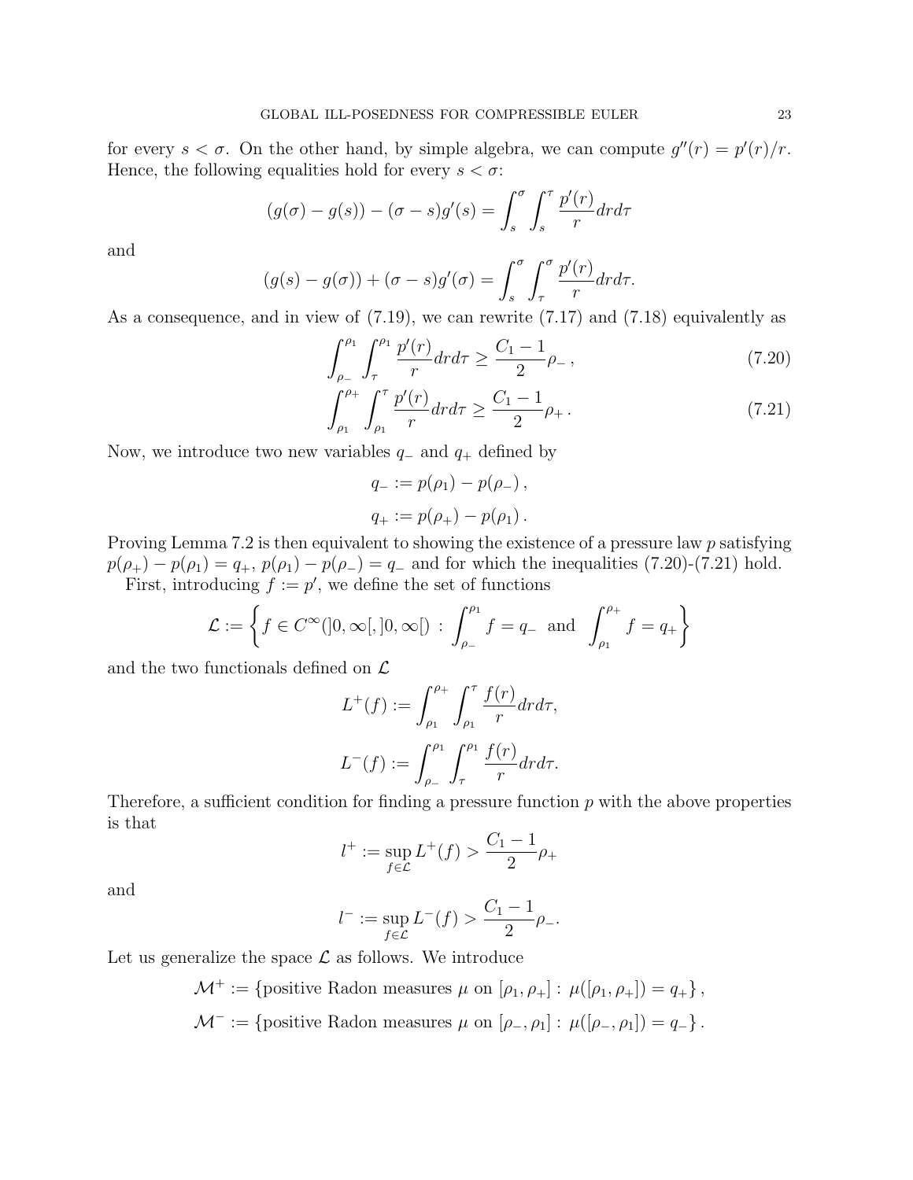for every $s < \sigma$. On the other hand, by simple algebra, we can compute $g''(r) = p'(r)/r$. Hence, the following equalities hold for every $s < \sigma$:

$$
(g(\sigma) - g(s)) - (\sigma - s)g'(s) = \int_s^\sigma \int_s^\tau \frac{p'(r)}{r} dr d\tau
$$

and

$$
(g(s) - g(\sigma)) + (\sigma - s)g'(\sigma) = \int_s^\sigma \int_\tau^\sigma \frac{p'(r)}{r} dr d\tau.
$$

As a consequence, and in view of (7.19), we can rewrite (7.17) and (7.18) equivalently as

$$
\int_{\rho_-}^{\rho_1} \int_\tau^{\rho_1} \frac{p'(r)}{r} dr d\tau \geq \frac{C_1 - 1}{2} \rho_- \,, \tag{7.20}
$$

$$
\int_{\rho_1}^{\rho_+} \int_{\rho_1}^{\tau} \frac{p'(r)}{r} dr d\tau \geq \frac{C_1 - 1}{2} \rho_+ \,. \tag{7.21}
$$

Now, we introduce two new variables $q_-$ and $q_+$ defined by

$$
q_- := p(\rho_1) - p(\rho_-) \,,
$$

$$
q_+ := p(\rho_+) - p(\rho_1) \,.
$$

Proving Lemma 7.2 is then equivalent to showing the existence of a pressure law $p$ satisfying $p(\rho_+) - p(\rho_1) = q_+$, $p(\rho_1) - p(\rho_-) = q_-$ and for which the inequalities (7.20)-(7.21) hold.

First, introducing $f := p'$, we define the set of functions

$$
\mathcal{L} := \left\{ f \in C^\infty(]0, \infty[, ]0, \infty[) \;:\; \int_{\rho_-}^{\rho_1} f = q_- \;\text{ and }\; \int_{\rho_1}^{\rho_+} f = q_+ \right\}
$$

and the two functionals defined on $\mathcal{L}$

$$
L^+(f) := \int_{\rho_1}^{\rho_+} \int_{\rho_1}^{\tau} \frac{f(r)}{r} dr d\tau,
$$

$$
L^-(f) := \int_{\rho_-}^{\rho_1} \int_{\tau}^{\rho_1} \frac{f(r)}{r} dr d\tau.
$$

Therefore, a sufficient condition for finding a pressure function $p$ with the above properties is that

$$
l^+ := \sup_{f \in \mathcal{L}} L^+(f) > \frac{C_1 - 1}{2} \rho_+
$$

and

$$
l^- := \sup_{f \in \mathcal{L}} L^-(f) > \frac{C_1 - 1}{2} \rho_-.
$$

Let us generalize the space $\mathcal{L}$ as follows. We introduce

$$
\mathcal{M}^+ := \{\text{positive Radon measures } \mu \text{ on } [\rho_1, \rho_+] : \mu([\rho_1, \rho_+]) = q_+\} \,,
$$

$$
\mathcal{M}^- := \{\text{positive Radon measures } \mu \text{ on } [\rho_-, \rho_1] : \mu([\rho_-, \rho_1]) = q_-\} \,.
$$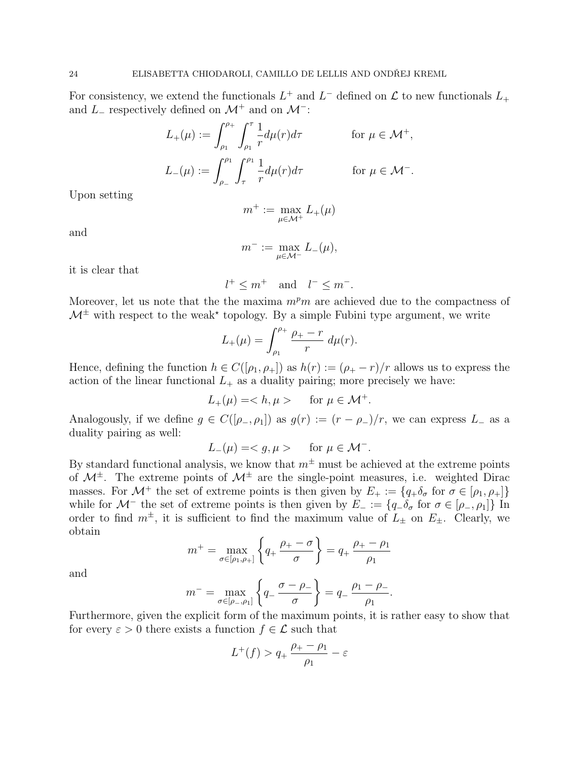For consistency, we extend the functionals $L^+$ and $L^-$ defined on $\mathcal{L}$ to new functionals $L_+$ and $L_-$ respectively defined on $\mathcal{M}^+$ and on $\mathcal{M}^-$:

$$L_+(\mu) := \int_{\rho_1}^{\rho_+} \int_{\rho_1}^{\tau} \frac{1}{r} d\mu(r) d\tau \qquad \text{for } \mu \in \mathcal{M}^+,$$

$$L_-(\mu) := \int_{\rho_-}^{\rho_1} \int_{\tau}^{\rho_1} \frac{1}{r} d\mu(r) d\tau \qquad \text{for } \mu \in \mathcal{M}^-.$$

Upon setting

$$m^+ := \max_{\mu \in \mathcal{M}^+} L_+(\mu)$$

and

$$m^- := \max_{\mu \in \mathcal{M}^-} L_-(\mu),$$

it is clear that

$$l^+ \leq m^+ \quad \text{and} \quad l^- \leq m^-.$$

Moreover, let us note that the the maxima $m^pm$ are achieved due to the compactness of $\mathcal{M}^\pm$ with respect to the weak$^\star$ topology. By a simple Fubini type argument, we write

$$L_+(\mu) = \int_{\rho_1}^{\rho_+} \frac{\rho_+ - r}{r} \, d\mu(r).$$

Hence, defining the function $h \in C([\rho_1, \rho_+])$ as $h(r) := (\rho_+ - r)/r$ allows us to express the action of the linear functional $L_+$ as a duality pairing; more precisely we have:

$$L_+(\mu) = < h, \mu > \qquad \text{for } \mu \in \mathcal{M}^+.$$

Analogously, if we define $g \in C([\rho_-, \rho_1])$ as $g(r) := (r - \rho_-)/r$, we can express $L_-$ as a duality pairing as well:

$$L_-(\mu) = < g, \mu > \qquad \text{for } \mu \in \mathcal{M}^-.$$

By standard functional analysis, we know that $m^\pm$ must be achieved at the extreme points of $\mathcal{M}^\pm$. The extreme points of $\mathcal{M}^\pm$ are the single-point measures, i.e. weighted Dirac masses. For $\mathcal{M}^+$ the set of extreme points is then given by $E_+ := \{q_+ \delta_\sigma \text{ for } \sigma \in [\rho_1, \rho_+]\}$ while for $\mathcal{M}^-$ the set of extreme points is then given by $E_- := \{q_- \delta_\sigma \text{ for } \sigma \in [\rho_-, \rho_1]\}$ In order to find $m^\pm$, it is sufficient to find the maximum value of $L_\pm$ on $E_\pm$. Clearly, we obtain

$$m^+ = \max_{\sigma \in [\rho_1, \rho_+]} \left\{ q_+ \, \frac{\rho_+ - \sigma}{\sigma} \right\} = q_+ \, \frac{\rho_+ - \rho_1}{\rho_1}$$

and

$$m^- = \max_{\sigma \in [\rho_-, \rho_1]} \left\{ q_- \, \frac{\sigma - \rho_-}{\sigma} \right\} = q_- \, \frac{\rho_1 - \rho_-}{\rho_1}.$$

Furthermore, given the explicit form of the maximum points, it is rather easy to show that for every $\varepsilon > 0$ there exists a function $f \in \mathcal{L}$ such that

$$L^+(f) > q_+ \, \frac{\rho_+ - \rho_1}{\rho_1} - \varepsilon$$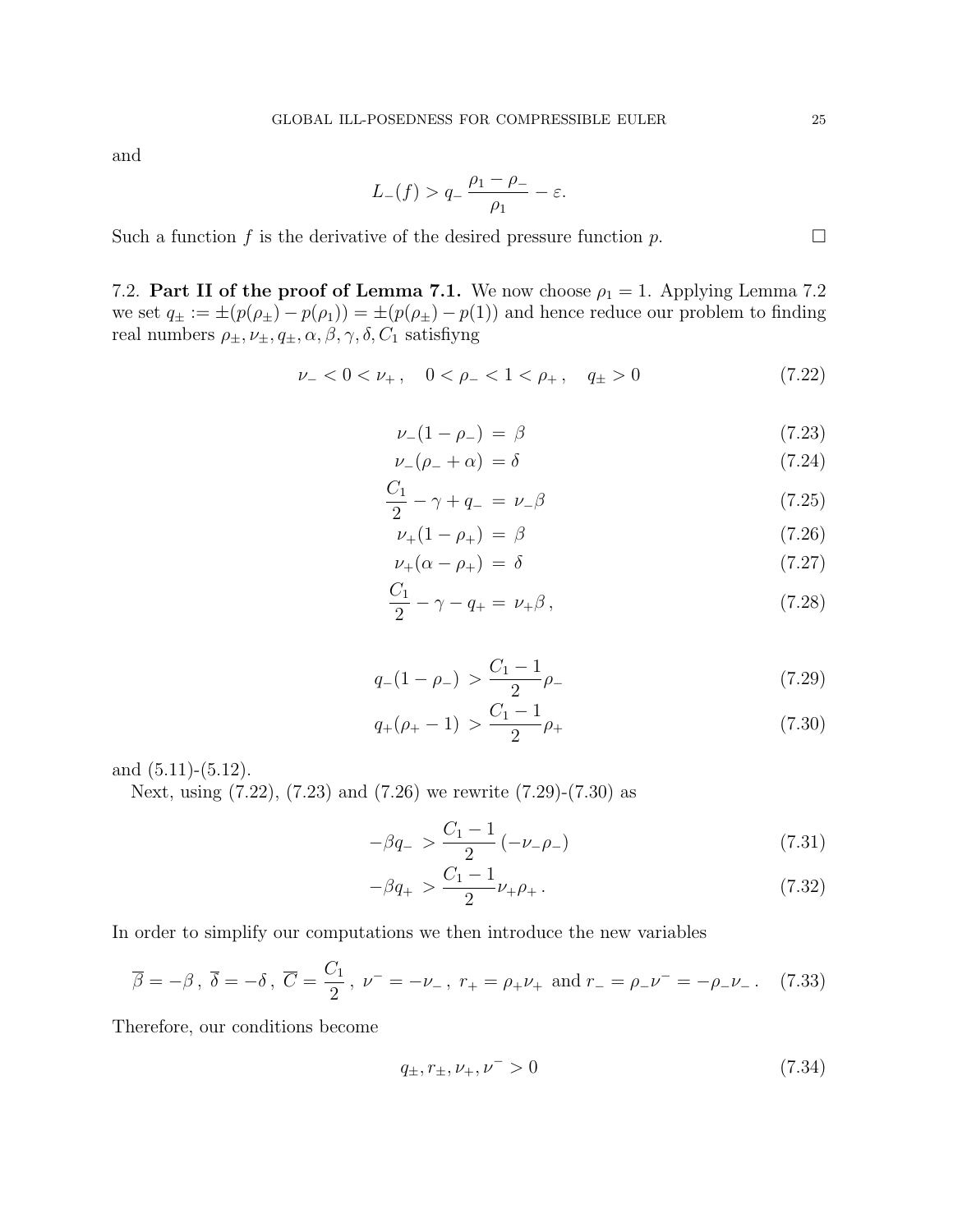and

$$L_-(f) > q_- \,\frac{\rho_1 - \rho_-}{\rho_1} - \varepsilon.$$

Such a function $f$ is the derivative of the desired pressure function $p$. $\square$

7.2. **Part II of the proof of Lemma 7.1.** We now choose $\rho_1 = 1$. Applying Lemma 7.2 we set $q_\pm := \pm(p(\rho_\pm) - p(\rho_1)) = \pm(p(\rho_\pm) - p(1))$ and hence reduce our problem to finding real numbers $\rho_\pm, \nu_\pm, q_\pm, \alpha, \beta, \gamma, \delta, C_1$ satisfiyng

$$\nu_- < 0 < \nu_+\,, \quad 0 < \rho_- < 1 < \rho_+\,, \quad q_\pm > 0 \tag{7.22}$$

$$\nu_-(1 - \rho_-) \;=\; \beta \tag{7.23}$$

$$\nu_-(\rho_- + \alpha) \;=\delta \tag{7.24}$$

$$\frac{C_1}{2} - \gamma + q_- \;=\; \nu_-\beta \tag{7.25}$$

$$\nu_+(1 - \rho_+) \;=\; \beta \tag{7.26}$$

$$\nu_+(\alpha - \rho_+) \;=\; \delta \tag{7.27}$$

$$\frac{C_1}{2} - \gamma - q_+ \;=\; \nu_+\beta\,, \tag{7.28}$$

$$q_-(1 - \rho_-) \;> \frac{C_1 - 1}{2}\rho_- \tag{7.29}$$

$$q_+(\rho_+ - 1) \;> \frac{C_1 - 1}{2}\rho_+ \tag{7.30}$$

and (5.11)-(5.12).

Next, using (7.22), (7.23) and (7.26) we rewrite (7.29)-(7.30) as

$$-\beta q_- \;> \frac{C_1 - 1}{2}\,(-\nu_-\rho_-) \tag{7.31}$$

$$-\beta q_+ \;> \frac{C_1 - 1}{2}\nu_+\rho_+\,. \tag{7.32}$$

In order to simplify our computations we then introduce the new variables

$$\overline{\beta} = -\beta\,,\ \overline{\delta} = -\delta\,,\ \overline{C} = \frac{C_1}{2}\,,\ \nu^- = -\nu_-\,,\ r_+ = \rho_+\nu_+ \text{ and } r_- = \rho_-\nu^- = -\rho_-\nu_-\,. \tag{7.33}$$

Therefore, our conditions become

$$q_\pm, r_\pm, \nu_+, \nu^- > 0 \tag{7.34}$$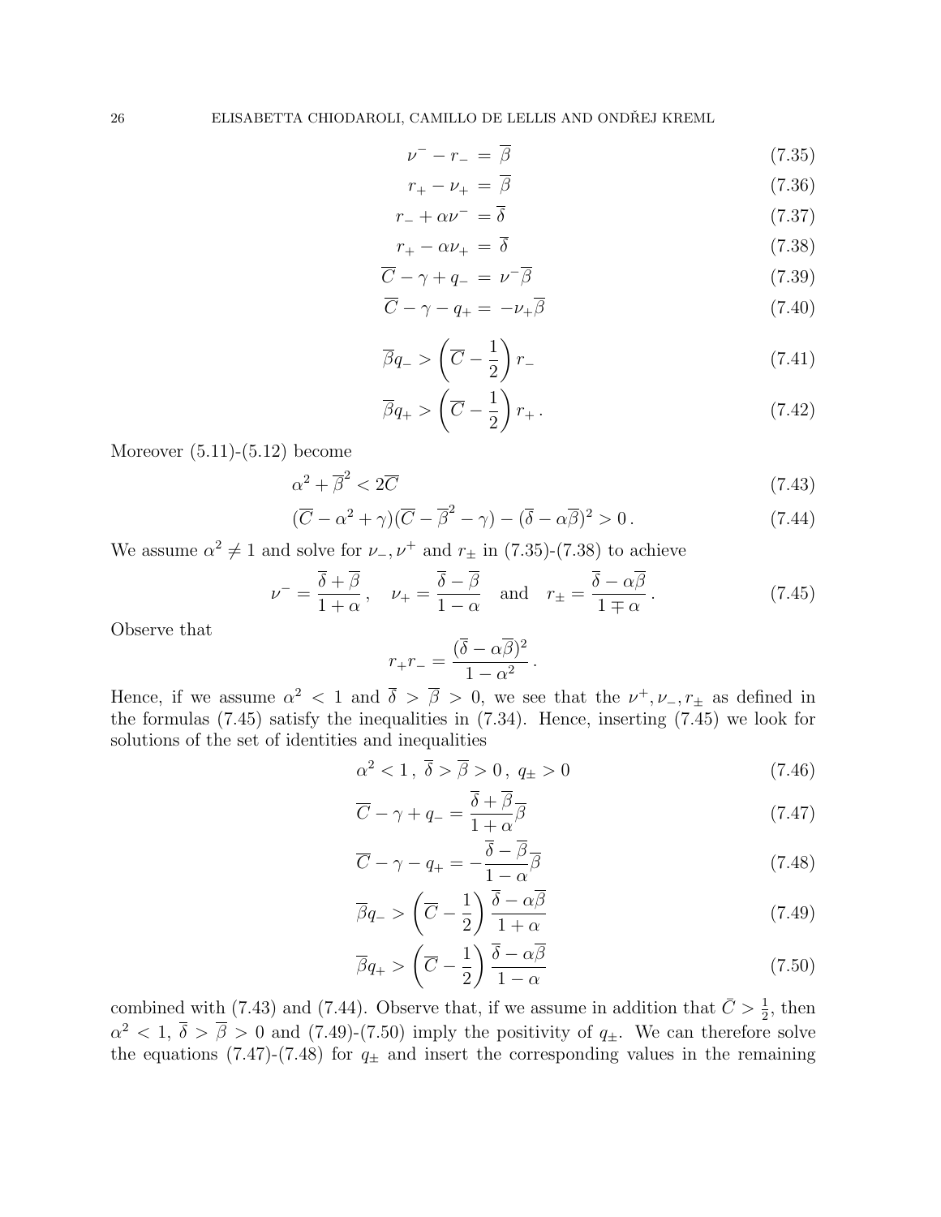$$\nu^- - r_- = \overline{\beta} \tag{7.35}$$

$$r_+ - \nu_+ = \overline{\beta} \tag{7.36}$$

$$r_- + \alpha\nu^- = \overline{\delta} \tag{7.37}$$

$$r_+ - \alpha\nu_+ = \overline{\delta} \tag{7.38}$$

$$\overline{C} - \gamma + q_- = \nu^-\overline{\beta} \tag{7.39}$$

$$\overline{C} - \gamma - q_+ = -\nu_+\overline{\beta} \tag{7.40}$$

$$\overline{\beta}q_- > \left(\overline{C} - \frac{1}{2}\right) r_- \tag{7.41}$$

$$\overline{\beta}q_+ > \left(\overline{C} - \frac{1}{2}\right) r_+ \,. \tag{7.42}$$

Moreover (5.11)-(5.12) become

$$\alpha^2 + \overline{\beta}^2 < 2\overline{C} \tag{7.43}$$

$$(\overline{C} - \alpha^2 + \gamma)(\overline{C} - \overline{\beta}^2 - \gamma) - (\overline{\delta} - \alpha\overline{\beta})^2 > 0\,. \tag{7.44}$$

We assume $\alpha^2 \neq 1$ and solve for $\nu_-, \nu^+$ and $r_\pm$ in (7.35)-(7.38) to achieve

$$\nu^- = \frac{\overline{\delta} + \overline{\beta}}{1+\alpha}\,, \quad \nu_+ = \frac{\overline{\delta} - \overline{\beta}}{1-\alpha} \quad \text{and} \quad r_\pm = \frac{\overline{\delta} - \alpha\overline{\beta}}{1 \mp \alpha}\,. \tag{7.45}$$

Observe that

$$r_+ r_- = \frac{(\overline{\delta} - \alpha\overline{\beta})^2}{1-\alpha^2}\,.$$

Hence, if we assume $\alpha^2 < 1$ and $\overline{\delta} > \overline{\beta} > 0$, we see that the $\nu^+, \nu_-, r_\pm$ as defined in the formulas (7.45) satisfy the inequalities in (7.34). Hence, inserting (7.45) we look for solutions of the set of identities and inequalities

$$\alpha^2 < 1\,,\ \overline{\delta} > \overline{\beta} > 0\,,\ q_\pm > 0 \tag{7.46}$$

$$\overline{C} - \gamma + q_- = \frac{\overline{\delta} + \overline{\beta}}{1+\alpha}\overline{\beta} \tag{7.47}$$

$$\overline{C} - \gamma - q_+ = -\frac{\overline{\delta} - \overline{\beta}}{1-\alpha}\overline{\beta} \tag{7.48}$$

$$\overline{\beta}q_- > \left(\overline{C} - \frac{1}{2}\right)\frac{\overline{\delta} - \alpha\overline{\beta}}{1+\alpha} \tag{7.49}$$

$$\overline{\beta}q_+ > \left(\overline{C} - \frac{1}{2}\right)\frac{\overline{\delta} - \alpha\overline{\beta}}{1-\alpha} \tag{7.50}$$

combined with (7.43) and (7.44). Observe that, if we assume in addition that $\bar{C} > \frac{1}{2}$, then $\alpha^2 < 1$, $\overline{\delta} > \overline{\beta} > 0$ and (7.49)-(7.50) imply the positivity of $q_\pm$. We can therefore solve the equations (7.47)-(7.48) for $q_\pm$ and insert the corresponding values in the remaining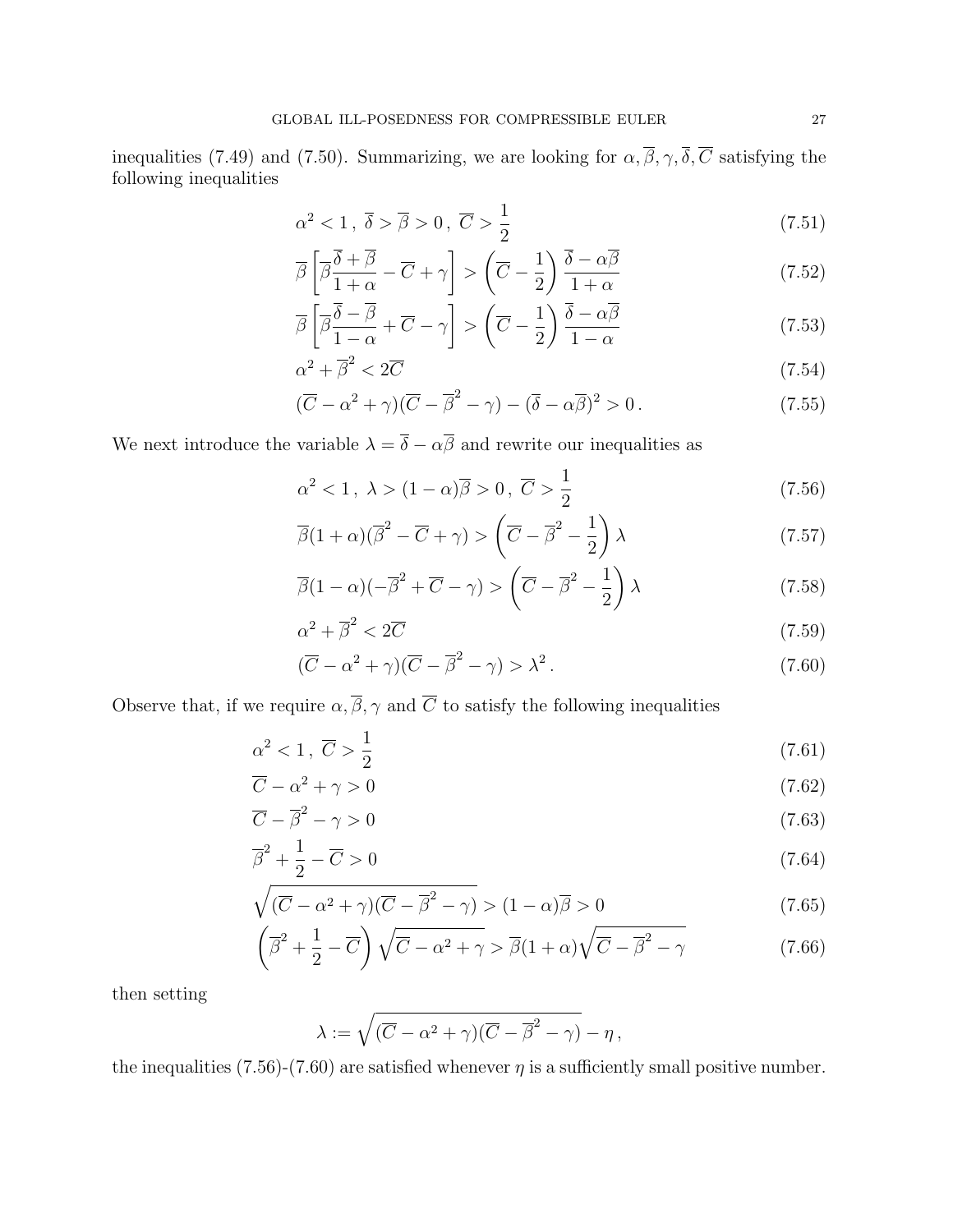inequalities (7.49) and (7.50). Summarizing, we are looking for $\alpha, \overline{\beta}, \gamma, \overline{\delta}, \overline{C}$ satisfying the following inequalities

$$\alpha^2 < 1\,,\ \overline{\delta} > \overline{\beta} > 0\,,\ \overline{C} > \frac{1}{2} \tag{7.51}$$

$$\overline{\beta}\left[\overline{\beta}\frac{\overline{\delta}+\overline{\beta}}{1+\alpha} - \overline{C} + \gamma\right] > \left(\overline{C} - \frac{1}{2}\right)\frac{\overline{\delta}-\alpha\overline{\beta}}{1+\alpha} \tag{7.52}$$

$$\overline{\beta}\left[\overline{\beta}\frac{\overline{\delta}-\overline{\beta}}{1-\alpha} + \overline{C} - \gamma\right] > \left(\overline{C} - \frac{1}{2}\right)\frac{\overline{\delta}-\alpha\overline{\beta}}{1-\alpha} \tag{7.53}$$

$$\alpha^2 + \overline{\beta}^2 < 2\overline{C} \tag{7.54}$$

$$(\overline{C} - \alpha^2 + \gamma)(\overline{C} - \overline{\beta}^2 - \gamma) - (\overline{\delta} - \alpha\overline{\beta})^2 > 0\,. \tag{7.55}$$

We next introduce the variable $\lambda = \overline{\delta} - \alpha\overline{\beta}$ and rewrite our inequalities as

$$\alpha^2 < 1\,,\ \lambda > (1-\alpha)\overline{\beta} > 0\,,\ \overline{C} > \frac{1}{2} \tag{7.56}$$

$$\overline{\beta}(1+\alpha)(\overline{\beta}^2 - \overline{C} + \gamma) > \left(\overline{C} - \overline{\beta}^2 - \frac{1}{2}\right)\lambda \tag{7.57}$$

$$\overline{\beta}(1-\alpha)(-\overline{\beta}^2 + \overline{C} - \gamma) > \left(\overline{C} - \overline{\beta}^2 - \frac{1}{2}\right)\lambda \tag{7.58}$$

$$\alpha^2 + \overline{\beta}^2 < 2\overline{C} \tag{7.59}$$

$$(\overline{C} - \alpha^2 + \gamma)(\overline{C} - \overline{\beta}^2 - \gamma) > \lambda^2\,. \tag{7.60}$$

Observe that, if we require $\alpha, \overline{\beta}, \gamma$ and $\overline{C}$ to satisfy the following inequalities

$$\alpha^2 < 1\,,\ \overline{C} > \frac{1}{2} \tag{7.61}$$

$$\overline{C} - \alpha^2 + \gamma > 0 \tag{7.62}$$

$$\overline{C} - \overline{\beta}^2 - \gamma > 0 \tag{7.63}$$

$$\overline{\beta}^2 + \frac{1}{2} - \overline{C} > 0 \tag{7.64}$$

$$\sqrt{(\overline{C} - \alpha^2 + \gamma)(\overline{C} - \overline{\beta}^2 - \gamma)} > (1-\alpha)\overline{\beta} > 0 \tag{7.65}$$

$$\left(\overline{\beta}^2 + \frac{1}{2} - \overline{C}\right)\sqrt{\overline{C} - \alpha^2 + \gamma} > \overline{\beta}(1+\alpha)\sqrt{\overline{C} - \overline{\beta}^2 - \gamma} \tag{7.66}$$

then setting

$$\lambda := \sqrt{(\overline{C} - \alpha^2 + \gamma)(\overline{C} - \overline{\beta}^2 - \gamma)} - \eta\,,$$

the inequalities (7.56)-(7.60) are satisfied whenever $\eta$ is a sufficiently small positive number.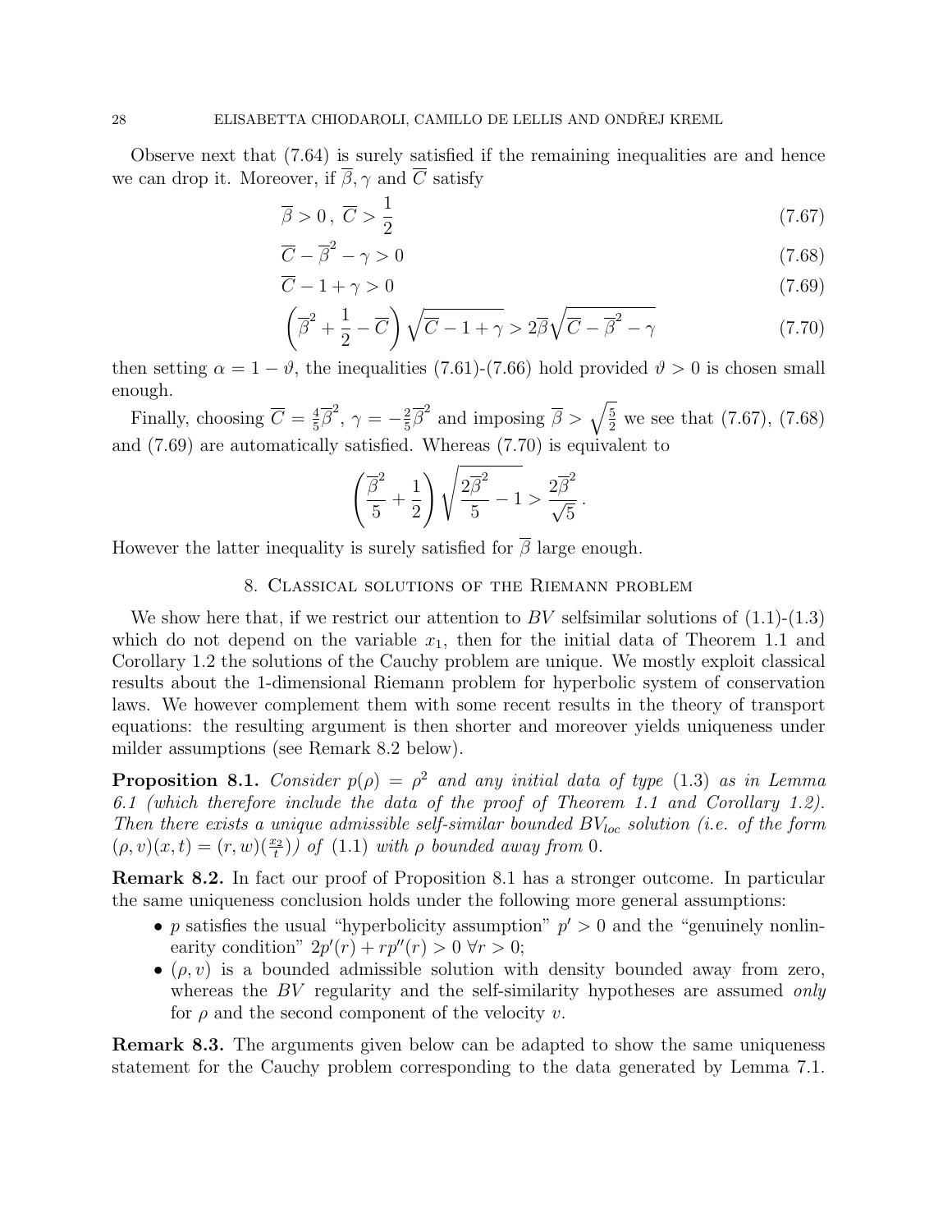Observe next that (7.64) is surely satisfied if the remaining inequalities are and hence we can drop it. Moreover, if $\overline{\beta}, \gamma$ and $\overline{C}$ satisfy

$$\overline{\beta} > 0\,,\ \overline{C} > \frac{1}{2} \tag{7.67}$$

$$\overline{C} - \overline{\beta}^2 - \gamma > 0 \tag{7.68}$$

$$\overline{C} - 1 + \gamma > 0 \tag{7.69}$$

$$\left(\overline{\beta}^2 + \frac{1}{2} - \overline{C}\right)\sqrt{\overline{C} - 1 + \gamma} > 2\overline{\beta}\sqrt{\overline{C} - \overline{\beta}^2 - \gamma} \tag{7.70}$$

then setting $\alpha = 1 - \vartheta$, the inequalities (7.61)-(7.66) hold provided $\vartheta > 0$ is chosen small enough.

Finally, choosing $\overline{C} = \frac{4}{5}\overline{\beta}^2$, $\gamma = -\frac{2}{5}\overline{\beta}^2$ and imposing $\overline{\beta} > \sqrt{\frac{5}{2}}$ we see that (7.67), (7.68) and (7.69) are automatically satisfied. Whereas (7.70) is equivalent to

$$\left(\frac{\overline{\beta}^2}{5} + \frac{1}{2}\right)\sqrt{\frac{2\overline{\beta}^2}{5} - 1} > \frac{2\overline{\beta}^2}{\sqrt{5}}\,.$$

However the latter inequality is surely satisfied for $\overline{\beta}$ large enough.

## 8. Classical solutions of the Riemann problem

We show here that, if we restrict our attention to $BV$ selfsimilar solutions of (1.1)-(1.3) which do not depend on the variable $x_1$, then for the initial data of Theorem 1.1 and Corollary 1.2 the solutions of the Cauchy problem are unique. We mostly exploit classical results about the 1-dimensional Riemann problem for hyperbolic system of conservation laws. We however complement them with some recent results in the theory of transport equations: the resulting argument is then shorter and moreover yields uniqueness under milder assumptions (see Remark 8.2 below).

**Proposition 8.1.** *Consider $p(\rho) = \rho^2$ and any initial data of type* (1.3) *as in Lemma 6.1 (which therefore include the data of the proof of Theorem 1.1 and Corollary 1.2). Then there exists a unique admissible self-similar bounded $BV_{loc}$ solution (i.e. of the form $(\rho, v)(x,t) = (r, w)(\frac{x_2}{t})$) of* (1.1) *with $\rho$ bounded away from* 0.

**Remark 8.2.** In fact our proof of Proposition 8.1 has a stronger outcome. In particular the same uniqueness conclusion holds under the following more general assumptions:

- $p$ satisfies the usual "hyperbolicity assumption" $p' > 0$ and the "genuinely nonlinearity condition" $2p'(r) + rp''(r) > 0\ \forall r > 0$;
- $(\rho, v)$ is a bounded admissible solution with density bounded away from zero, whereas the $BV$ regularity and the self-similarity hypotheses are assumed *only* for $\rho$ and the second component of the velocity $v$.

**Remark 8.3.** The arguments given below can be adapted to show the same uniqueness statement for the Cauchy problem corresponding to the data generated by Lemma 7.1.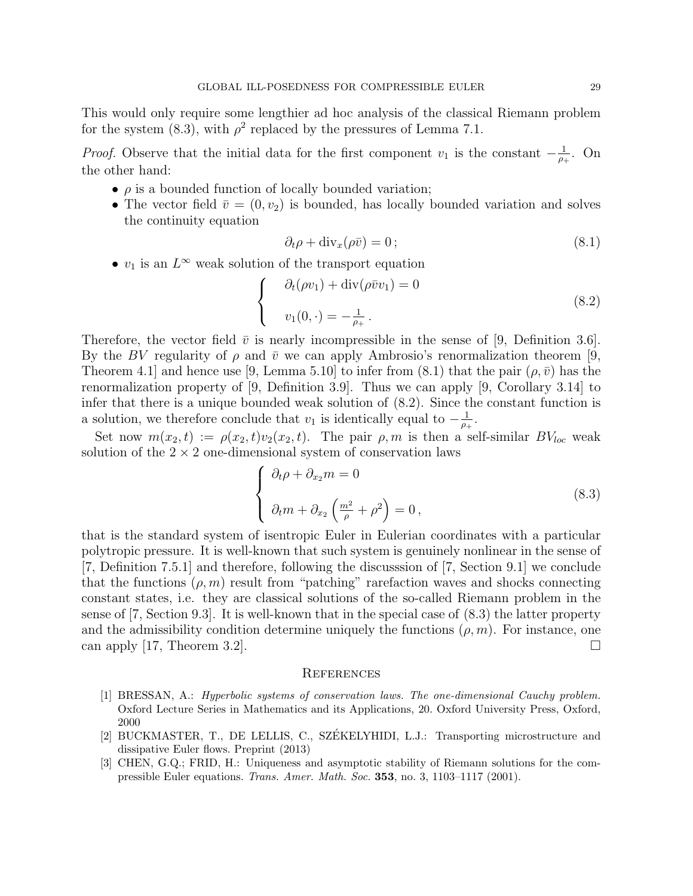This would only require some lengthier ad hoc analysis of the classical Riemann problem for the system (8.3), with $\rho^2$ replaced by the pressures of Lemma 7.1.

*Proof.* Observe that the initial data for the first component $v_1$ is the constant $-\frac{1}{\rho_+}$. On the other hand:

- $\rho$ is a bounded function of locally bounded variation;
- The vector field $\bar{v} = (0, v_2)$ is bounded, has locally bounded variation and solves the continuity equation

$$\partial_t \rho + \mathrm{div}_x(\rho \bar{v}) = 0\,; \tag{8.1}$$

- $v_1$ is an $L^\infty$ weak solution of the transport equation

$$\begin{cases} \partial_t(\rho v_1) + \mathrm{div}(\rho \bar{v} v_1) = 0 \\ \\ v_1(0, \cdot) = -\frac{1}{\rho_+}\,. \end{cases} \tag{8.2}$$

Therefore, the vector field $\bar{v}$ is nearly incompressible in the sense of [9, Definition 3.6]. By the $BV$ regularity of $\rho$ and $\bar{v}$ we can apply Ambrosio's renormalization theorem [9, Theorem 4.1] and hence use [9, Lemma 5.10] to infer from (8.1) that the pair $(\rho, \bar{v})$ has the renormalization property of [9, Definition 3.9]. Thus we can apply [9, Corollary 3.14] to infer that there is a unique bounded weak solution of (8.2). Since the constant function is a solution, we therefore conclude that $v_1$ is identically equal to $-\frac{1}{\rho_+}$.

Set now $m(x_2, t) := \rho(x_2, t) v_2(x_2, t)$. The pair $\rho, m$ is then a self-similar $BV_{loc}$ weak solution of the $2 \times 2$ one-dimensional system of conservation laws

$$\begin{cases} \partial_t \rho + \partial_{x_2} m = 0 \\ \\ \partial_t m + \partial_{x_2}\left(\frac{m^2}{\rho} + \rho^2\right) = 0\,, \end{cases} \tag{8.3}$$

that is the standard system of isentropic Euler in Eulerian coordinates with a particular polytropic pressure. It is well-known that such system is genuinely nonlinear in the sense of [7, Definition 7.5.1] and therefore, following the discusssion of [7, Section 9.1] we conclude that the functions $(\rho, m)$ result from "patching" rarefaction waves and shocks connecting constant states, i.e. they are classical solutions of the so-called Riemann problem in the sense of [7, Section 9.3]. It is well-known that in the special case of (8.3) the latter property and the admissibility condition determine uniquely the functions $(\rho, m)$. For instance, one can apply [17, Theorem 3.2]. $\square$

## References

[1] BRESSAN, A.: *Hyperbolic systems of conservation laws. The one-dimensional Cauchy problem.* Oxford Lecture Series in Mathematics and its Applications, 20. Oxford University Press, Oxford, 2000

[2] BUCKMASTER, T., DE LELLIS, C., SZÉKELYHIDI, L.J.: Transporting microstructure and dissipative Euler flows. Preprint (2013)

[3] CHEN, G.Q.; FRID, H.: Uniqueness and asymptotic stability of Riemann solutions for the compressible Euler equations. *Trans. Amer. Math. Soc.* **353**, no. 3, 1103–1117 (2001).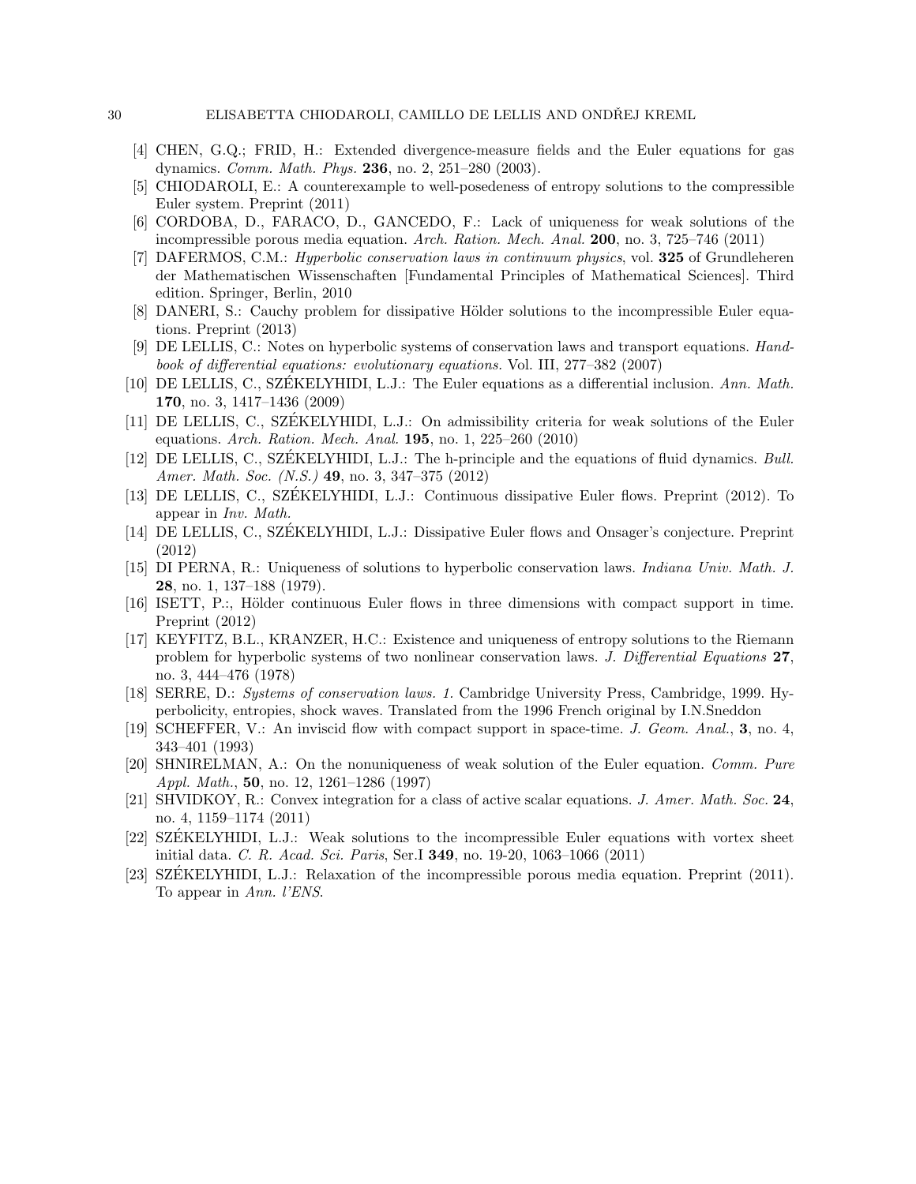[4] CHEN, G.Q.; FRID, H.: Extended divergence-measure fields and the Euler equations for gas dynamics. *Comm. Math. Phys.* **236**, no. 2, 251–280 (2003).

[5] CHIODAROLI, E.: A counterexample to well-posedeness of entropy solutions to the compressible Euler system. Preprint (2011)

[6] CORDOBA, D., FARACO, D., GANCEDO, F.: Lack of uniqueness for weak solutions of the incompressible porous media equation. *Arch. Ration. Mech. Anal.* **200**, no. 3, 725–746 (2011)

[7] DAFERMOS, C.M.: *Hyperbolic conservation laws in continuum physics*, vol. **325** of Grundleheren der Mathematischen Wissenschaften [Fundamental Principles of Mathematical Sciences]. Third edition. Springer, Berlin, 2010

[8] DANERI, S.: Cauchy problem for dissipative Hölder solutions to the incompressible Euler equations. Preprint (2013)

[9] DE LELLIS, C.: Notes on hyperbolic systems of conservation laws and transport equations. *Handbook of differential equations: evolutionary equations.* Vol. III, 277–382 (2007)

[10] DE LELLIS, C., SZÉKELYHIDI, L.J.: The Euler equations as a differential inclusion. *Ann. Math.* **170**, no. 3, 1417–1436 (2009)

[11] DE LELLIS, C., SZÉKELYHIDI, L.J.: On admissibility criteria for weak solutions of the Euler equations. *Arch. Ration. Mech. Anal.* **195**, no. 1, 225–260 (2010)

[12] DE LELLIS, C., SZÉKELYHIDI, L.J.: The h-principle and the equations of fluid dynamics. *Bull. Amer. Math. Soc. (N.S.)* **49**, no. 3, 347–375 (2012)

[13] DE LELLIS, C., SZÉKELYHIDI, L.J.: Continuous dissipative Euler flows. Preprint (2012). To appear in *Inv. Math.*

[14] DE LELLIS, C., SZÉKELYHIDI, L.J.: Dissipative Euler flows and Onsager's conjecture. Preprint (2012)

[15] DI PERNA, R.: Uniqueness of solutions to hyperbolic conservation laws. *Indiana Univ. Math. J.* **28**, no. 1, 137–188 (1979).

[16] ISETT, P.:, Hölder continuous Euler flows in three dimensions with compact support in time. Preprint (2012)

[17] KEYFITZ, B.L., KRANZER, H.C.: Existence and uniqueness of entropy solutions to the Riemann problem for hyperbolic systems of two nonlinear conservation laws. *J. Differential Equations* **27**, no. 3, 444–476 (1978)

[18] SERRE, D.: *Systems of conservation laws. 1.* Cambridge University Press, Cambridge, 1999. Hyperbolicity, entropies, shock waves. Translated from the 1996 French original by I.N.Sneddon

[19] SCHEFFER, V.: An inviscid flow with compact support in space-time. *J. Geom. Anal.*, **3**, no. 4, 343–401 (1993)

[20] SHNIRELMAN, A.: On the nonuniqueness of weak solution of the Euler equation. *Comm. Pure Appl. Math.*, **50**, no. 12, 1261–1286 (1997)

[21] SHVIDKOY, R.: Convex integration for a class of active scalar equations. *J. Amer. Math. Soc.* **24**, no. 4, 1159–1174 (2011)

[22] SZÉKELYHIDI, L.J.: Weak solutions to the incompressible Euler equations with vortex sheet initial data. *C. R. Acad. Sci. Paris*, Ser.I **349**, no. 19-20, 1063–1066 (2011)

[23] SZÉKELYHIDI, L.J.: Relaxation of the incompressible porous media equation. Preprint (2011). To appear in *Ann. l'ENS*.